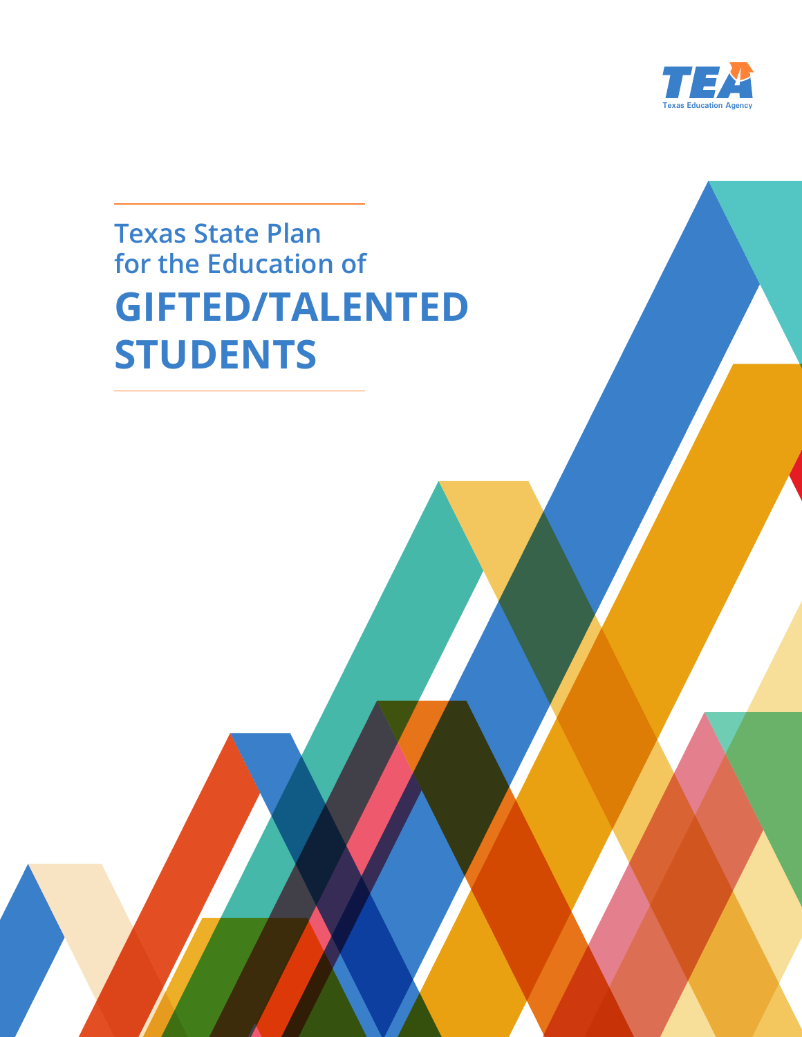TEA

Texas Education Agency

Texas State Plan for the Education of

# GIFTED/TALENTED STUDENTS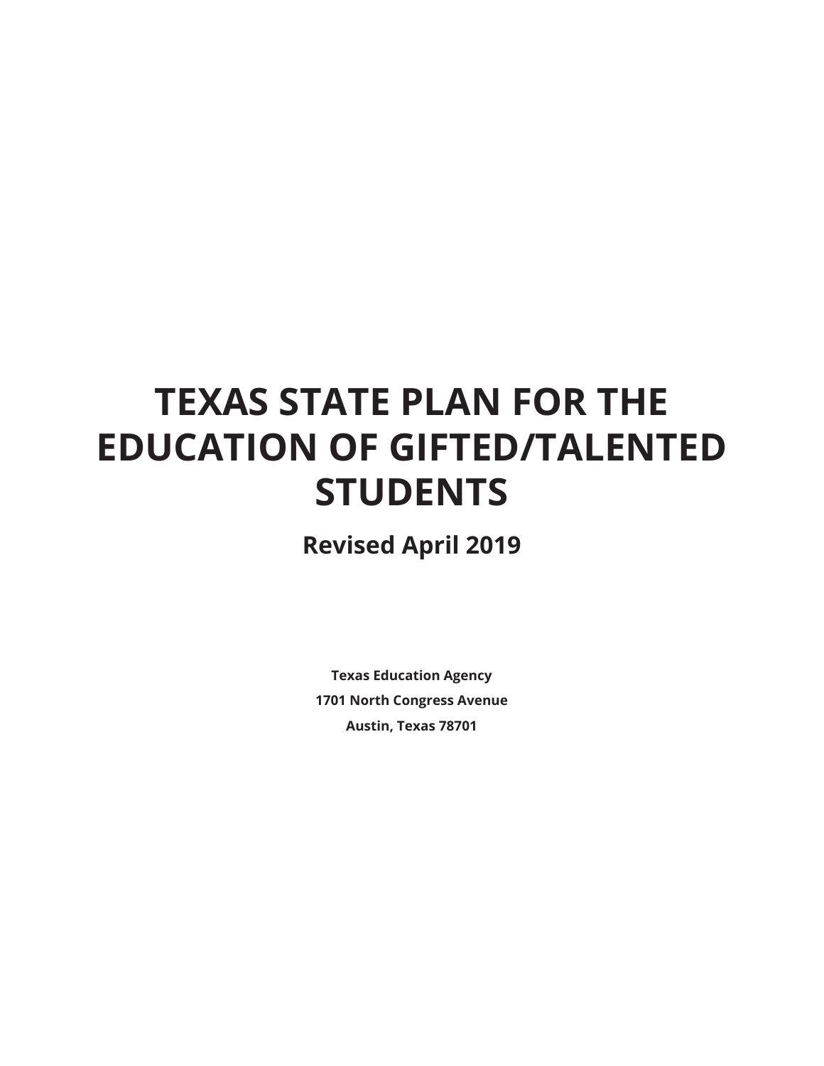# TEXAS STATE PLAN FOR THE EDUCATION OF GIFTED/TALENTED STUDENTS

## Revised April 2019

**Texas Education Agency**

**1701 North Congress Avenue**

**Austin, Texas 78701**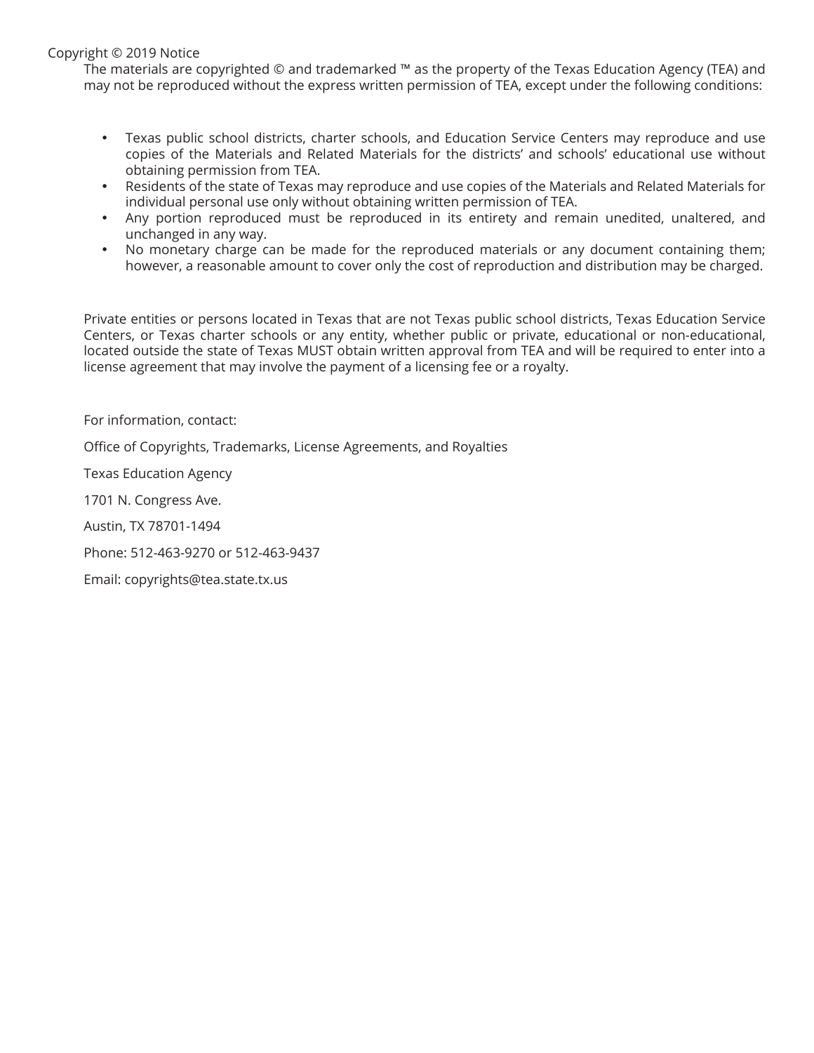Copyright © 2019 Notice

The materials are copyrighted © and trademarked ™ as the property of the Texas Education Agency (TEA) and may not be reproduced without the express written permission of TEA, except under the following conditions:

- Texas public school districts, charter schools, and Education Service Centers may reproduce and use copies of the Materials and Related Materials for the districts' and schools' educational use without obtaining permission from TEA.
- Residents of the state of Texas may reproduce and use copies of the Materials and Related Materials for individual personal use only without obtaining written permission of TEA.
- Any portion reproduced must be reproduced in its entirety and remain unedited, unaltered, and unchanged in any way.
- No monetary charge can be made for the reproduced materials or any document containing them; however, a reasonable amount to cover only the cost of reproduction and distribution may be charged.

Private entities or persons located in Texas that are not Texas public school districts, Texas Education Service Centers, or Texas charter schools or any entity, whether public or private, educational or non-educational, located outside the state of Texas MUST obtain written approval from TEA and will be required to enter into a license agreement that may involve the payment of a licensing fee or a royalty.

For information, contact:

Office of Copyrights, Trademarks, License Agreements, and Royalties

Texas Education Agency

1701 N. Congress Ave.

Austin, TX 78701-1494

Phone: 512-463-9270 or 512-463-9437

Email: copyrights@tea.state.tx.us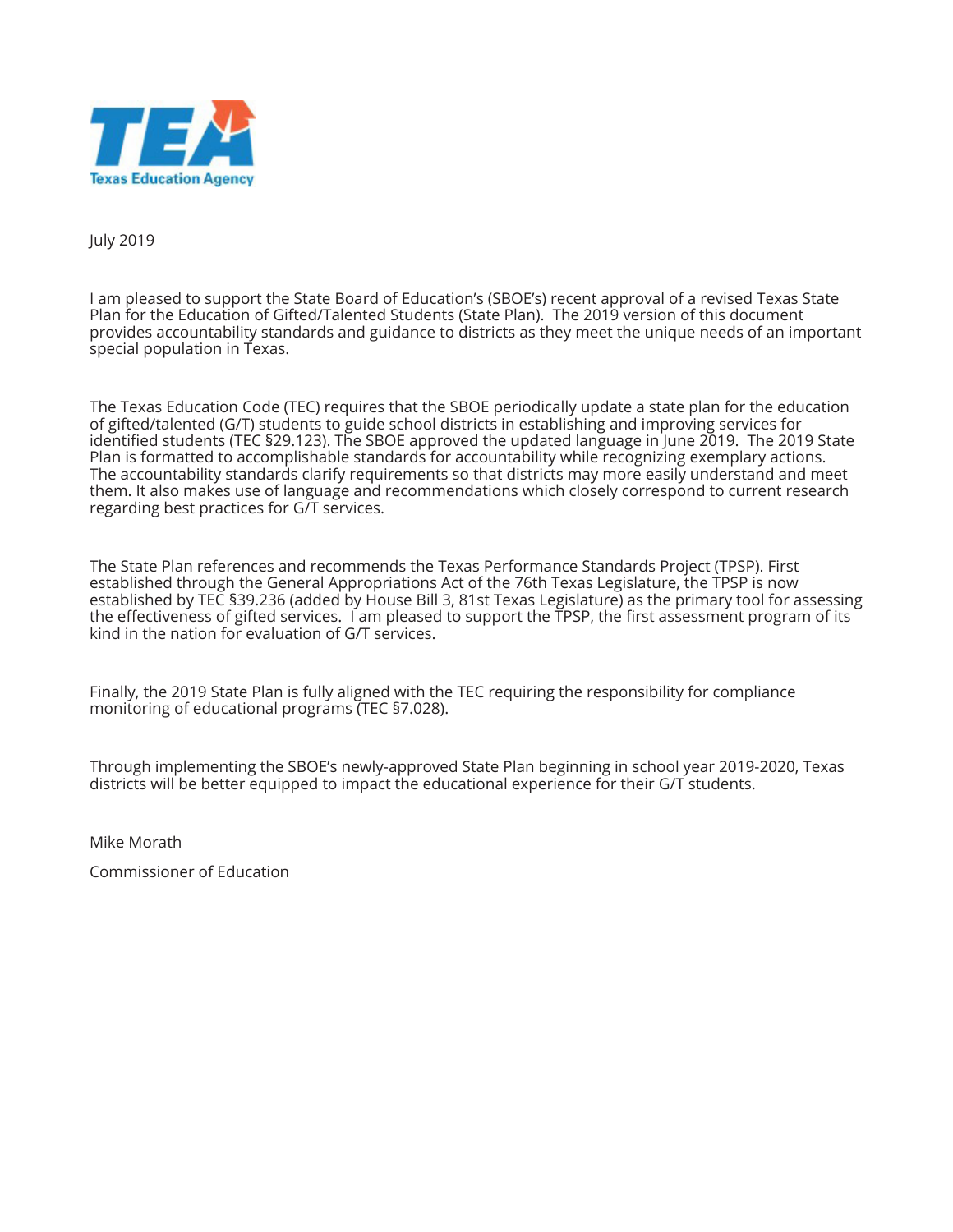Texas Education Agency

July 2019

I am pleased to support the State Board of Education's (SBOE's) recent approval of a revised Texas State Plan for the Education of Gifted/Talented Students (State Plan). The 2019 version of this document provides accountability standards and guidance to districts as they meet the unique needs of an important special population in Texas.

The Texas Education Code (TEC) requires that the SBOE periodically update a state plan for the education of gifted/talented (G/T) students to guide school districts in establishing and improving services for identified students (TEC §29.123). The SBOE approved the updated language in June 2019. The 2019 State Plan is formatted to accomplishable standards for accountability while recognizing exemplary actions. The accountability standards clarify requirements so that districts may more easily understand and meet them. It also makes use of language and recommendations which closely correspond to current research regarding best practices for G/T services.

The State Plan references and recommends the Texas Performance Standards Project (TPSP). First established through the General Appropriations Act of the 76th Texas Legislature, the TPSP is now established by TEC §39.236 (added by House Bill 3, 81st Texas Legislature) as the primary tool for assessing the effectiveness of gifted services. I am pleased to support the TPSP, the first assessment program of its kind in the nation for evaluation of G/T services.

Finally, the 2019 State Plan is fully aligned with the TEC requiring the responsibility for compliance monitoring of educational programs (TEC §7.028).

Through implementing the SBOE's newly-approved State Plan beginning in school year 2019-2020, Texas districts will be better equipped to impact the educational experience for their G/T students.

Mike Morath

Commissioner of Education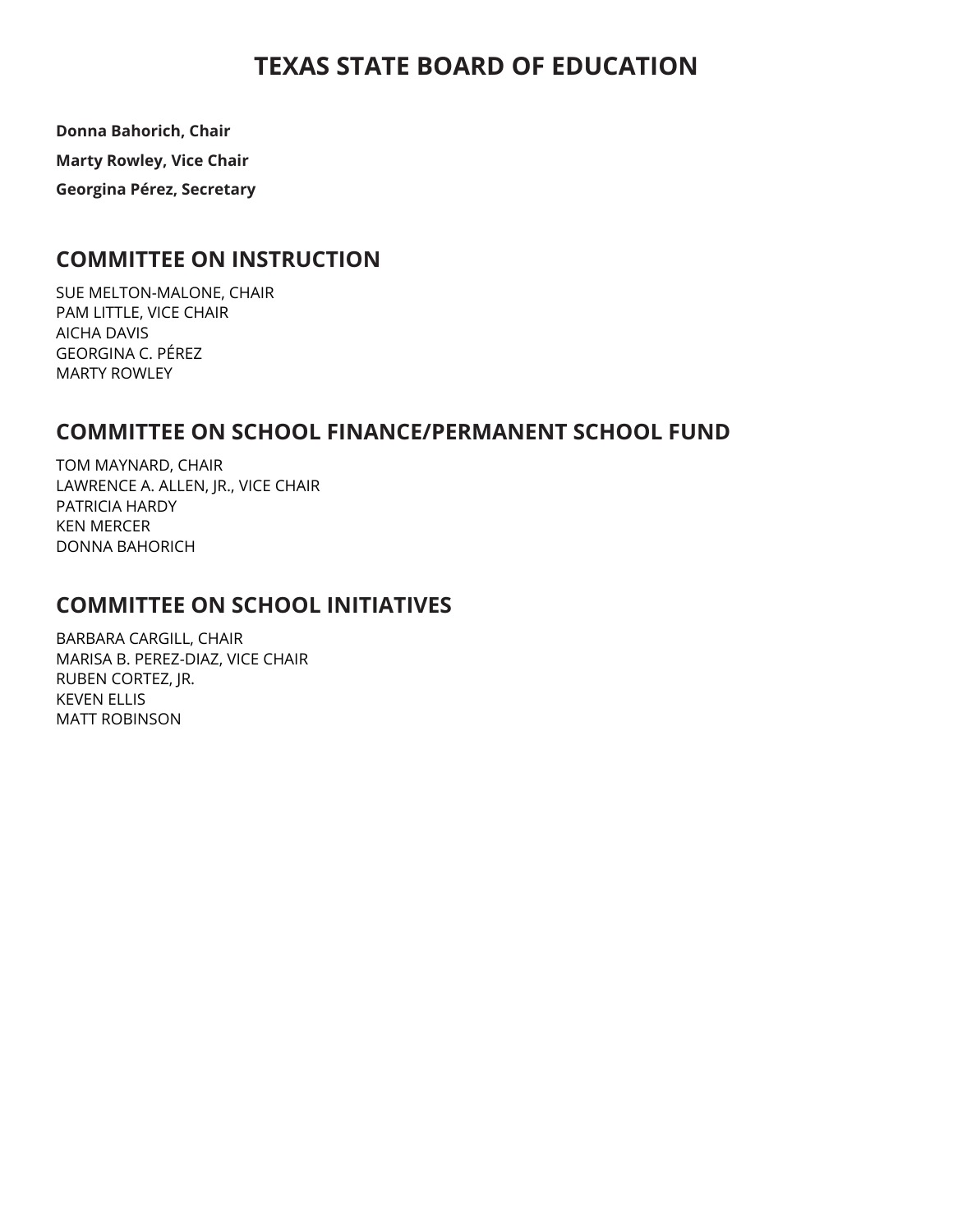# TEXAS STATE BOARD OF EDUCATION

**Donna Bahorich, Chair**

**Marty Rowley, Vice Chair**

**Georgina Pérez, Secretary**

## COMMITTEE ON INSTRUCTION

SUE MELTON-MALONE, CHAIR
PAM LITTLE, VICE CHAIR
AICHA DAVIS
GEORGINA C. PÉREZ
MARTY ROWLEY

## COMMITTEE ON SCHOOL FINANCE/PERMANENT SCHOOL FUND

TOM MAYNARD, CHAIR
LAWRENCE A. ALLEN, JR., VICE CHAIR
PATRICIA HARDY
KEN MERCER
DONNA BAHORICH

## COMMITTEE ON SCHOOL INITIATIVES

BARBARA CARGILL, CHAIR
MARISA B. PEREZ-DIAZ, VICE CHAIR
RUBEN CORTEZ, JR.
KEVEN ELLIS
MATT ROBINSON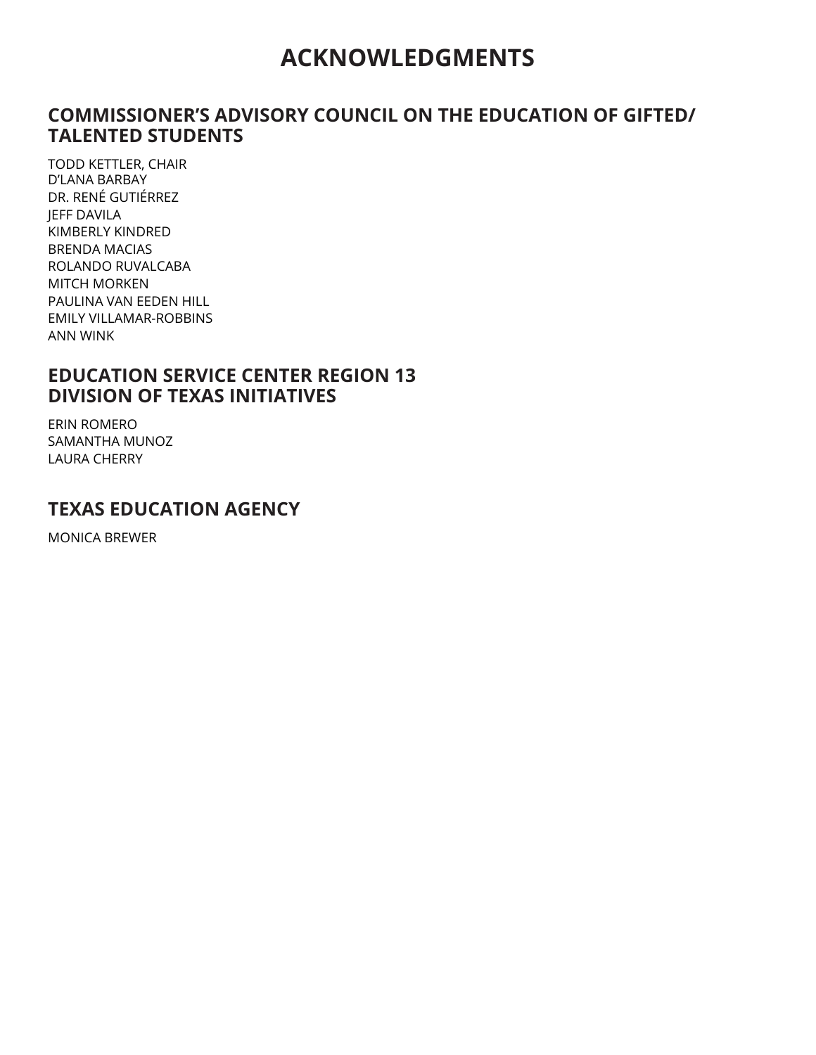# ACKNOWLEDGMENTS

## COMMISSIONER'S ADVISORY COUNCIL ON THE EDUCATION OF GIFTED/ TALENTED STUDENTS

TODD KETTLER, CHAIR
D'LANA BARBAY
DR. RENÉ GUTIÉRREZ
JEFF DAVILA
KIMBERLY KINDRED
BRENDA MACIAS
ROLANDO RUVALCABA
MITCH MORKEN
PAULINA VAN EEDEN HILL
EMILY VILLAMAR-ROBBINS
ANN WINK

## EDUCATION SERVICE CENTER REGION 13 DIVISION OF TEXAS INITIATIVES

ERIN ROMERO
SAMANTHA MUNOZ
LAURA CHERRY

## TEXAS EDUCATION AGENCY

MONICA BREWER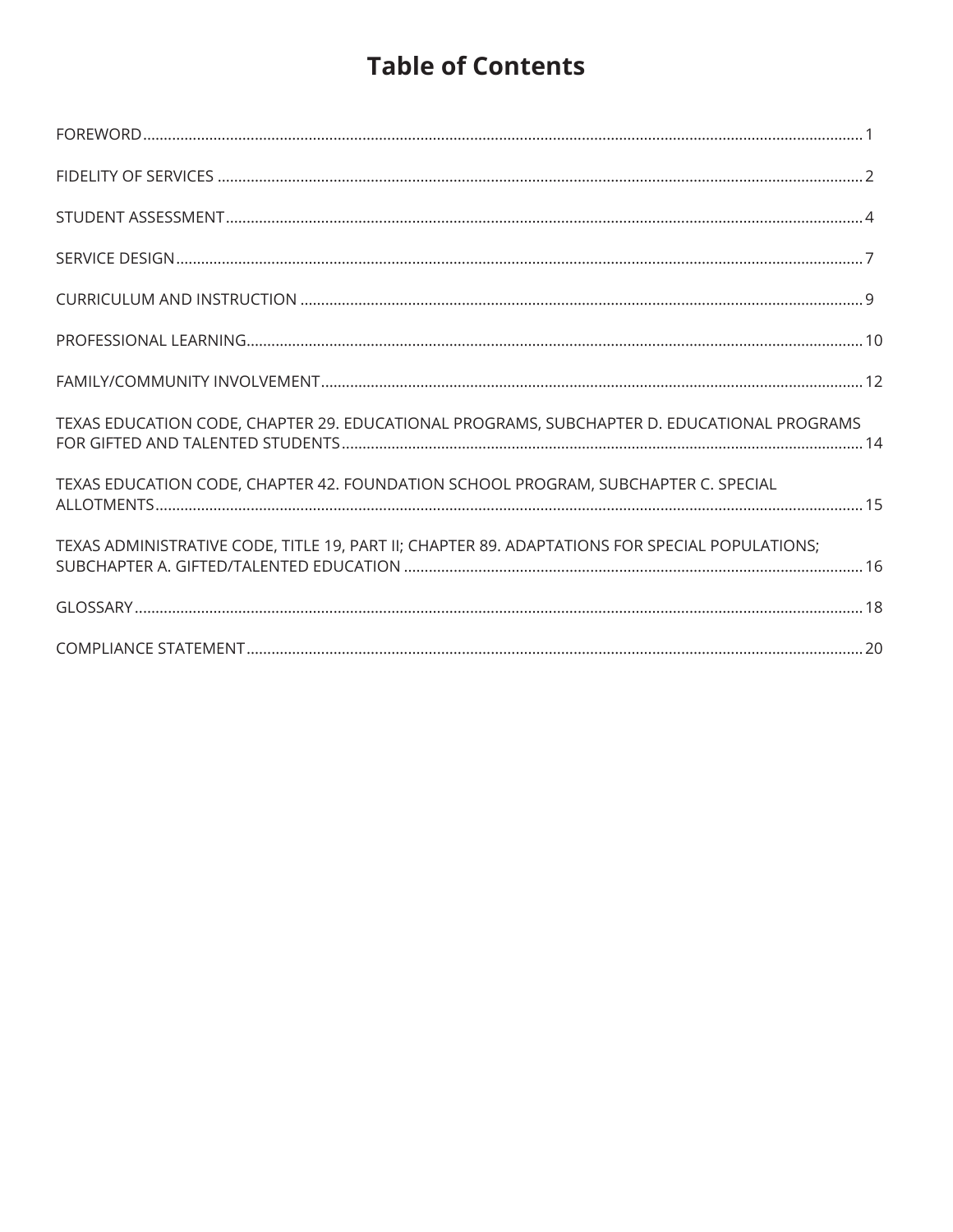# Table of Contents

FOREWORD ........................................................................................................ 1

FIDELITY OF SERVICES ........................................................................................ 2

STUDENT ASSESSMENT ........................................................................................ 4

SERVICE DESIGN ................................................................................................ 7

CURRICULUM AND INSTRUCTION ........................................................................ 9

PROFESSIONAL LEARNING ................................................................................. 10

FAMILY/COMMUNITY INVOLVEMENT .................................................................. 12

TEXAS EDUCATION CODE, CHAPTER 29. EDUCATIONAL PROGRAMS, SUBCHAPTER D. EDUCATIONAL PROGRAMS FOR GIFTED AND TALENTED STUDENTS ........................................................................ 14

TEXAS EDUCATION CODE, CHAPTER 42. FOUNDATION SCHOOL PROGRAM, SUBCHAPTER C. SPECIAL ALLOTMENTS ........................................................................................................ 15

TEXAS ADMINISTRATIVE CODE, TITLE 19, PART II; CHAPTER 89. ADAPTATIONS FOR SPECIAL POPULATIONS; SUBCHAPTER A. GIFTED/TALENTED EDUCATION ............................................................................ 16

GLOSSARY ........................................................................................................ 18

COMPLIANCE STATEMENT ................................................................................. 20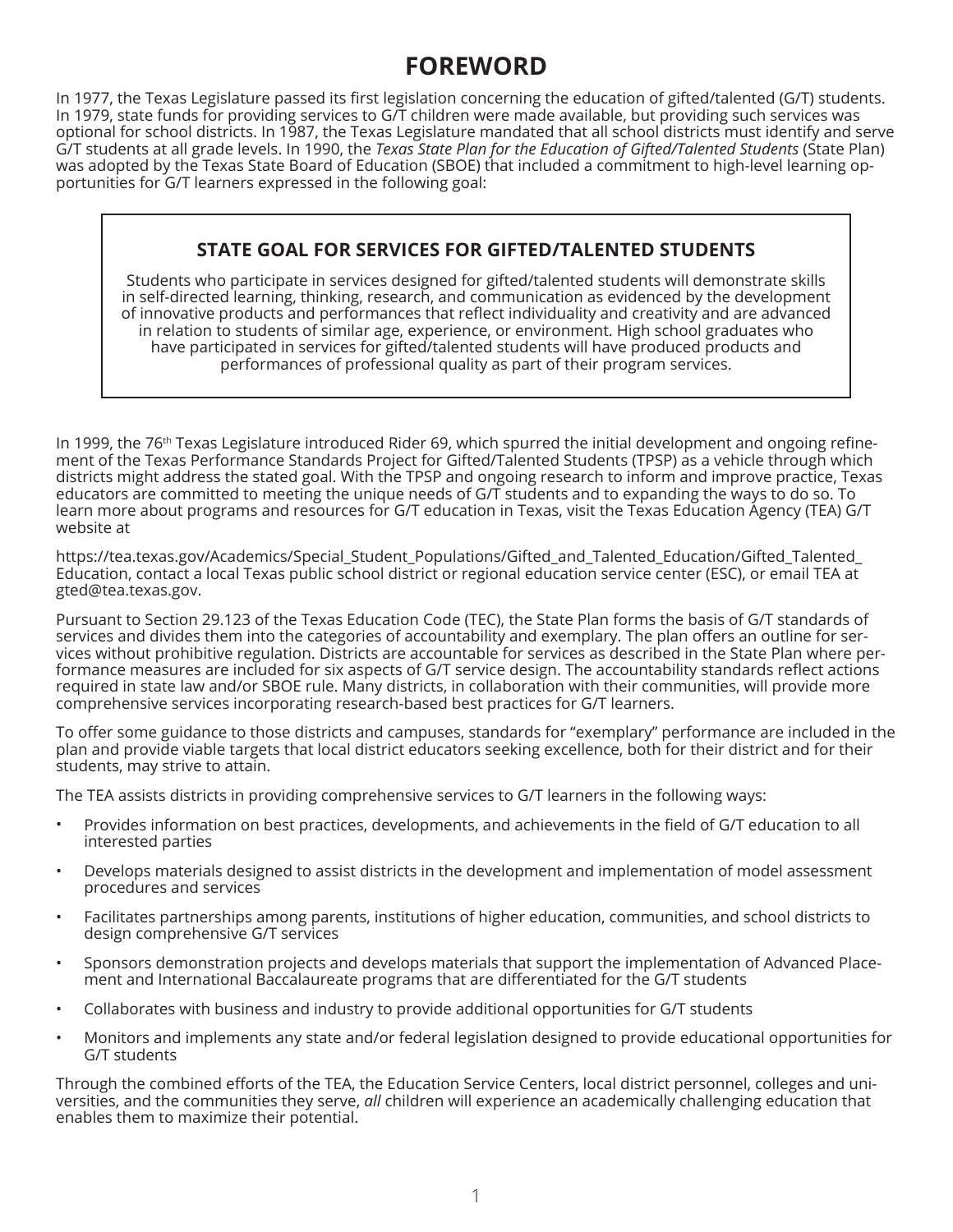# FOREWORD

In 1977, the Texas Legislature passed its first legislation concerning the education of gifted/talented (G/T) students. In 1979, state funds for providing services to G/T children were made available, but providing such services was optional for school districts. In 1987, the Texas Legislature mandated that all school districts must identify and serve G/T students at all grade levels. In 1990, the *Texas State Plan for the Education of Gifted/Talented Students* (State Plan) was adopted by the Texas State Board of Education (SBOE) that included a commitment to high-level learning opportunities for G/T learners expressed in the following goal:

> **STATE GOAL FOR SERVICES FOR GIFTED/TALENTED STUDENTS**
>
> Students who participate in services designed for gifted/talented students will demonstrate skills in self-directed learning, thinking, research, and communication as evidenced by the development of innovative products and performances that reflect individuality and creativity and are advanced in relation to students of similar age, experience, or environment. High school graduates who have participated in services for gifted/talented students will have produced products and performances of professional quality as part of their program services.

In 1999, the 76th Texas Legislature introduced Rider 69, which spurred the initial development and ongoing refinement of the Texas Performance Standards Project for Gifted/Talented Students (TPSP) as a vehicle through which districts might address the stated goal. With the TPSP and ongoing research to inform and improve practice, Texas educators are committed to meeting the unique needs of G/T students and to expanding the ways to do so. To learn more about programs and resources for G/T education in Texas, visit the Texas Education Agency (TEA) G/T website at

https://tea.texas.gov/Academics/Special_Student_Populations/Gifted_and_Talented_Education/Gifted_Talented_Education, contact a local Texas public school district or regional education service center (ESC), or email TEA at gted@tea.texas.gov.

Pursuant to Section 29.123 of the Texas Education Code (TEC), the State Plan forms the basis of G/T standards of services and divides them into the categories of accountability and exemplary. The plan offers an outline for services without prohibitive regulation. Districts are accountable for services as described in the State Plan where performance measures are included for six aspects of G/T service design. The accountability standards reflect actions required in state law and/or SBOE rule. Many districts, in collaboration with their communities, will provide more comprehensive services incorporating research-based best practices for G/T learners.

To offer some guidance to those districts and campuses, standards for "exemplary" performance are included in the plan and provide viable targets that local district educators seeking excellence, both for their district and for their students, may strive to attain.

The TEA assists districts in providing comprehensive services to G/T learners in the following ways:

- Provides information on best practices, developments, and achievements in the field of G/T education to all interested parties
- Develops materials designed to assist districts in the development and implementation of model assessment procedures and services
- Facilitates partnerships among parents, institutions of higher education, communities, and school districts to design comprehensive G/T services
- Sponsors demonstration projects and develops materials that support the implementation of Advanced Placement and International Baccalaureate programs that are differentiated for the G/T students
- Collaborates with business and industry to provide additional opportunities for G/T students
- Monitors and implements any state and/or federal legislation designed to provide educational opportunities for G/T students

Through the combined efforts of the TEA, the Education Service Centers, local district personnel, colleges and universities, and the communities they serve, *all* children will experience an academically challenging education that enables them to maximize their potential.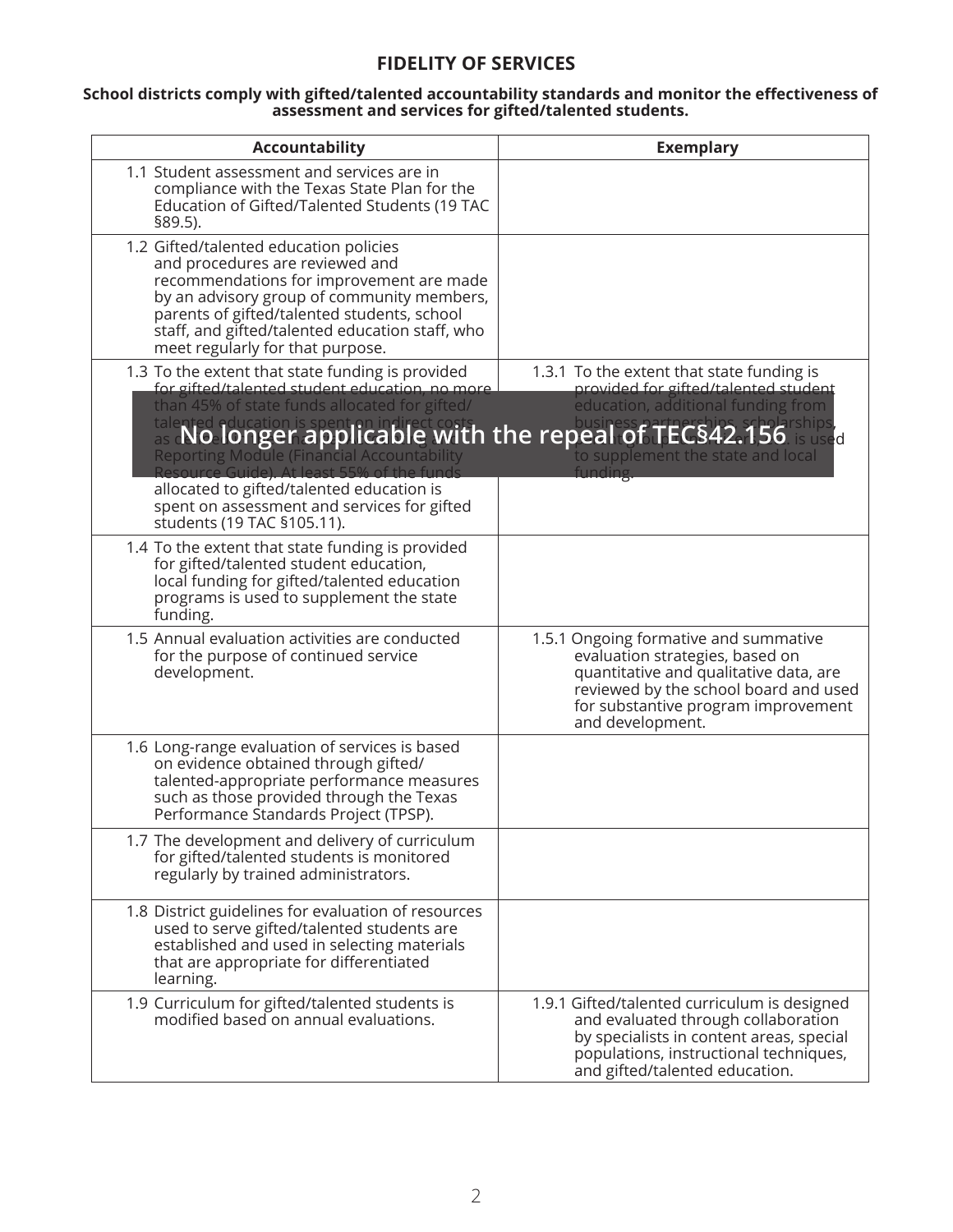## FIDELITY OF SERVICES

**School districts comply with gifted/talented accountability standards and monitor the effectiveness of assessment and services for gifted/talented students.**

| Accountability | Exemplary |
|---|---|
| 1.1 Student assessment and services are in compliance with the Texas State Plan for the Education of Gifted/Talented Students (19 TAC §89.5). | |
| 1.2 Gifted/talented education policies and procedures are reviewed and recommendations for improvement are made by an advisory group of community members, parents of gifted/talented students, school staff, and gifted/talented education staff, who meet regularly for that purpose. | |
| 1.3 To the extent that state funding is provided for gifted/talented student education, no more than 45% of state funds allocated for gifted/talented education is spent on indirect costs as defined in the Financial Accountability System Reporting Module (Financial Accountability Resource Guide). At least 55% of the funds allocated to gifted/talented education is spent on assessment and services for gifted students (19 TAC §105.11). | 1.3.1 To the extent that state funding is provided for gifted/talented student education, additional funding from business partnerships, scholarships, parent groups, grants, etc. is used to supplement the state and local funding. |
| 1.4 To the extent that state funding is provided for gifted/talented student education, local funding for gifted/talented education programs is used to supplement the state funding. | |
| 1.5 Annual evaluation activities are conducted for the purpose of continued service development. | 1.5.1 Ongoing formative and summative evaluation strategies, based on quantitative and qualitative data, are reviewed by the school board and used for substantive program improvement and development. |
| 1.6 Long-range evaluation of services is based on evidence obtained through gifted/talented-appropriate performance measures such as those provided through the Texas Performance Standards Project (TPSP). | |
| 1.7 The development and delivery of curriculum for gifted/talented students is monitored regularly by trained administrators. | |
| 1.8 District guidelines for evaluation of resources used to serve gifted/talented students are established and used in selecting materials that are appropriate for differentiated learning. | |
| 1.9 Curriculum for gifted/talented students is modified based on annual evaluations. | 1.9.1 Gifted/talented curriculum is designed and evaluated through collaboration by specialists in content areas, special populations, instructional techniques, and gifted/talented education. |

**No longer applicable with the repeal of TEC§42.156**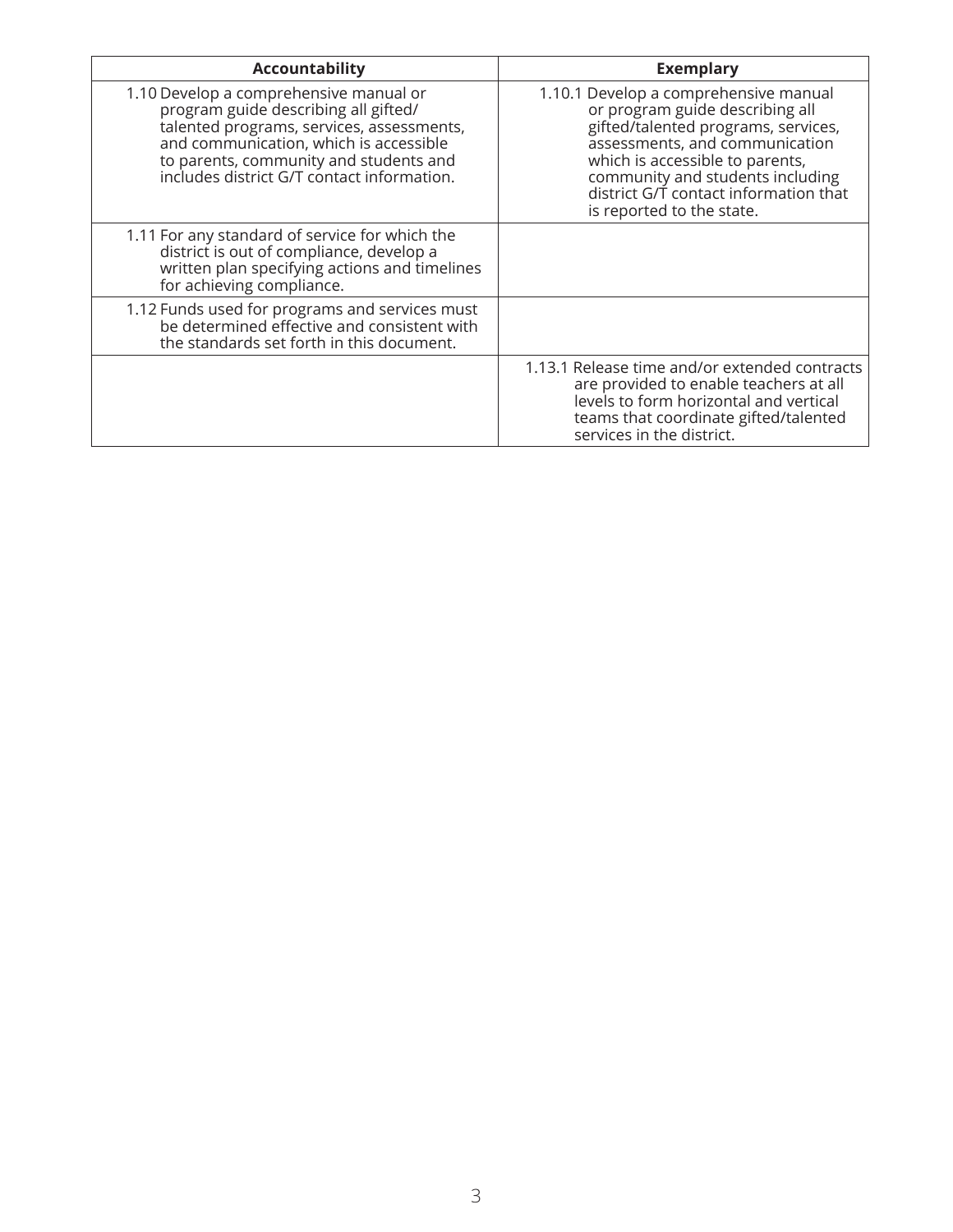| Accountability | Exemplary |
|---|---|
| 1.10 Develop a comprehensive manual or program guide describing all gifted/talented programs, services, assessments, and communication, which is accessible to parents, community and students and includes district G/T contact information. | 1.10.1 Develop a comprehensive manual or program guide describing all gifted/talented programs, services, assessments, and communication which is accessible to parents, community and students including district G/T contact information that is reported to the state. |
| 1.11 For any standard of service for which the district is out of compliance, develop a written plan specifying actions and timelines for achieving compliance. | |
| 1.12 Funds used for programs and services must be determined effective and consistent with the standards set forth in this document. | |
| | 1.13.1 Release time and/or extended contracts are provided to enable teachers at all levels to form horizontal and vertical teams that coordinate gifted/talented services in the district. |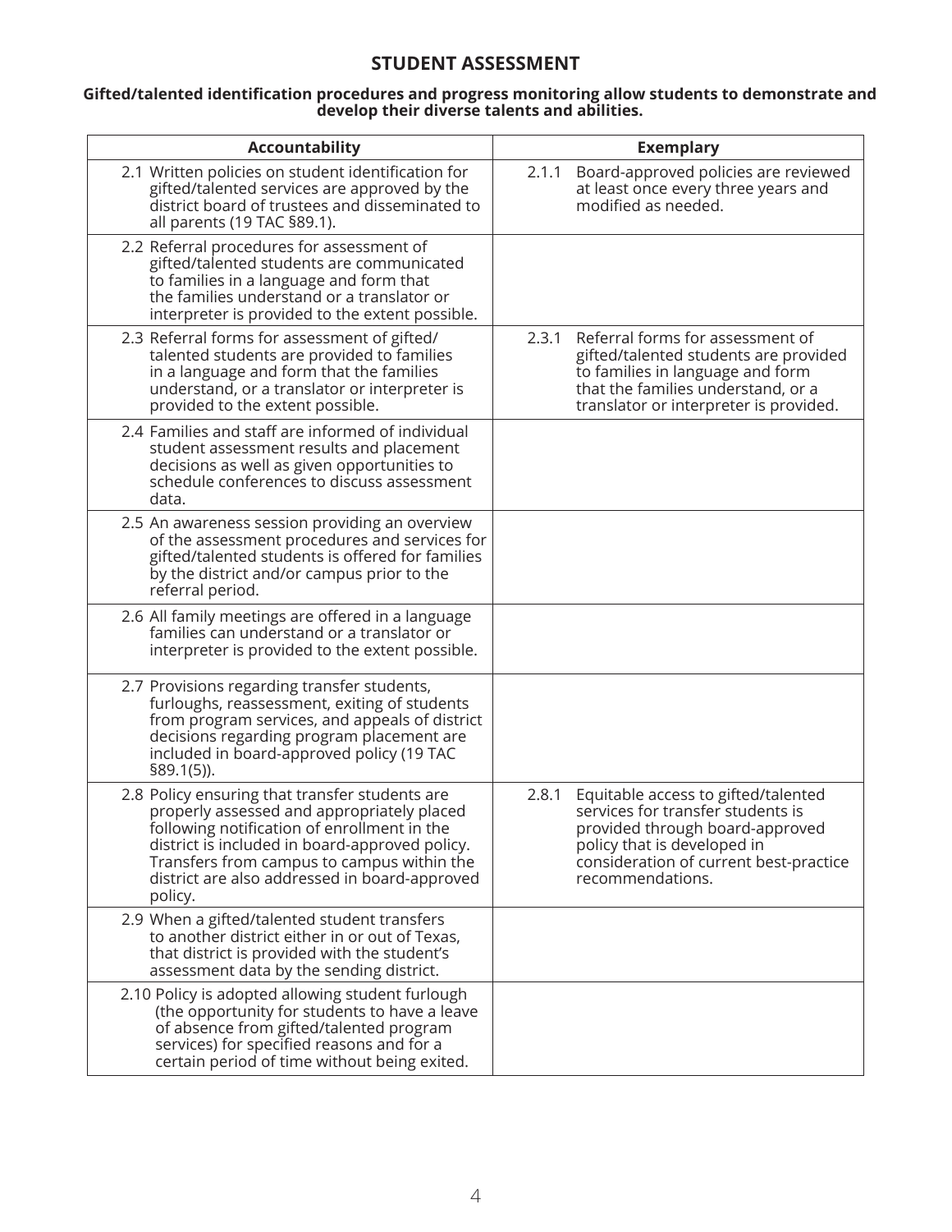## STUDENT ASSESSMENT

**Gifted/talented identification procedures and progress monitoring allow students to demonstrate and develop their diverse talents and abilities.**

| Accountability | Exemplary |
|---|---|
| 2.1 Written policies on student identification for gifted/talented services are approved by the district board of trustees and disseminated to all parents (19 TAC §89.1). | 2.1.1 Board-approved policies are reviewed at least once every three years and modified as needed. |
| 2.2 Referral procedures for assessment of gifted/talented students are communicated to families in a language and form that the families understand or a translator or interpreter is provided to the extent possible. | |
| 2.3 Referral forms for assessment of gifted/talented students are provided to families in a language and form that the families understand, or a translator or interpreter is provided to the extent possible. | 2.3.1 Referral forms for assessment of gifted/talented students are provided to families in language and form that the families understand, or a translator or interpreter is provided. |
| 2.4 Families and staff are informed of individual student assessment results and placement decisions as well as given opportunities to schedule conferences to discuss assessment data. | |
| 2.5 An awareness session providing an overview of the assessment procedures and services for gifted/talented students is offered for families by the district and/or campus prior to the referral period. | |
| 2.6 All family meetings are offered in a language families can understand or a translator or interpreter is provided to the extent possible. | |
| 2.7 Provisions regarding transfer students, furloughs, reassessment, exiting of students from program services, and appeals of district decisions regarding program placement are included in board-approved policy (19 TAC §89.1(5)). | |
| 2.8 Policy ensuring that transfer students are properly assessed and appropriately placed following notification of enrollment in the district is included in board-approved policy. Transfers from campus to campus within the district are also addressed in board-approved policy. | 2.8.1 Equitable access to gifted/talented services for transfer students is provided through board-approved policy that is developed in consideration of current best-practice recommendations. |
| 2.9 When a gifted/talented student transfers to another district either in or out of Texas, that district is provided with the student's assessment data by the sending district. | |
| 2.10 Policy is adopted allowing student furlough (the opportunity for students to have a leave of absence from gifted/talented program services) for specified reasons and for a certain period of time without being exited. | |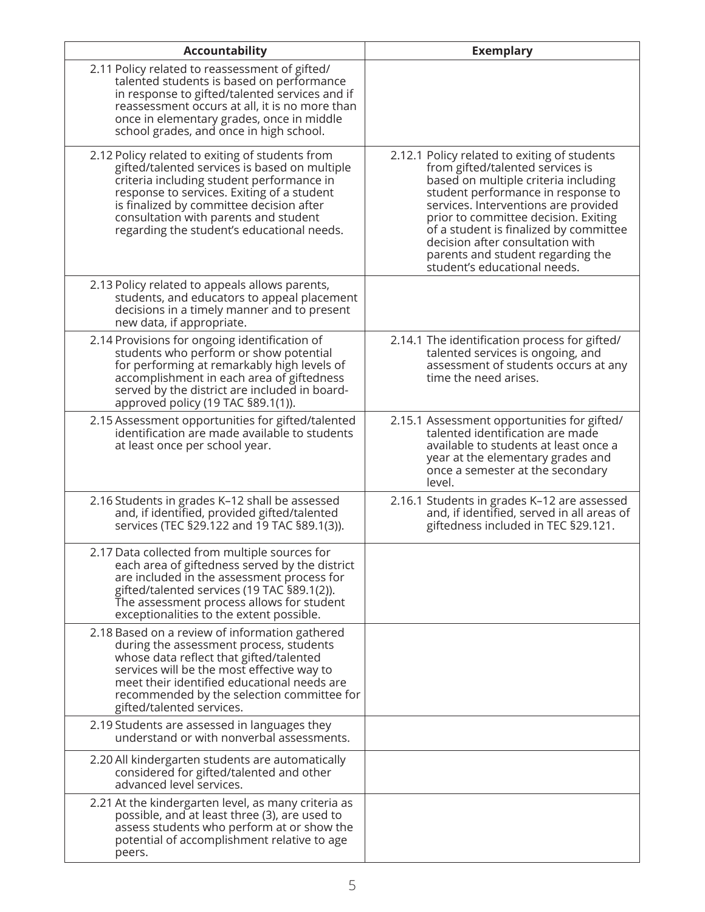| Accountability | Exemplary |
|---|---|
| 2.11 Policy related to reassessment of gifted/talented students is based on performance in response to gifted/talented services and if reassessment occurs at all, it is no more than once in elementary grades, once in middle school grades, and once in high school. | |
| 2.12 Policy related to exiting of students from gifted/talented services is based on multiple criteria including student performance in response to services. Exiting of a student is finalized by committee decision after consultation with parents and student regarding the student's educational needs. | 2.12.1 Policy related to exiting of students from gifted/talented services is based on multiple criteria including student performance in response to services. Interventions are provided prior to committee decision. Exiting of a student is finalized by committee decision after consultation with parents and student regarding the student's educational needs. |
| 2.13 Policy related to appeals allows parents, students, and educators to appeal placement decisions in a timely manner and to present new data, if appropriate. | |
| 2.14 Provisions for ongoing identification of students who perform or show potential for performing at remarkably high levels of accomplishment in each area of giftedness served by the district are included in board-approved policy (19 TAC §89.1(1)). | 2.14.1 The identification process for gifted/talented services is ongoing, and assessment of students occurs at any time the need arises. |
| 2.15 Assessment opportunities for gifted/talented identification are made available to students at least once per school year. | 2.15.1 Assessment opportunities for gifted/talented identification are made available to students at least once a year at the elementary grades and once a semester at the secondary level. |
| 2.16 Students in grades K–12 shall be assessed and, if identified, provided gifted/talented services (TEC §29.122 and 19 TAC §89.1(3)). | 2.16.1 Students in grades K–12 are assessed and, if identified, served in all areas of giftedness included in TEC §29.121. |
| 2.17 Data collected from multiple sources for each area of giftedness served by the district are included in the assessment process for gifted/talented services (19 TAC §89.1(2)). The assessment process allows for student exceptionalities to the extent possible. | |
| 2.18 Based on a review of information gathered during the assessment process, students whose data reflect that gifted/talented services will be the most effective way to meet their identified educational needs are recommended by the selection committee for gifted/talented services. | |
| 2.19 Students are assessed in languages they understand or with nonverbal assessments. | |
| 2.20 All kindergarten students are automatically considered for gifted/talented and other advanced level services. | |
| 2.21 At the kindergarten level, as many criteria as possible, and at least three (3), are used to assess students who perform at or show the potential of accomplishment relative to age peers. | |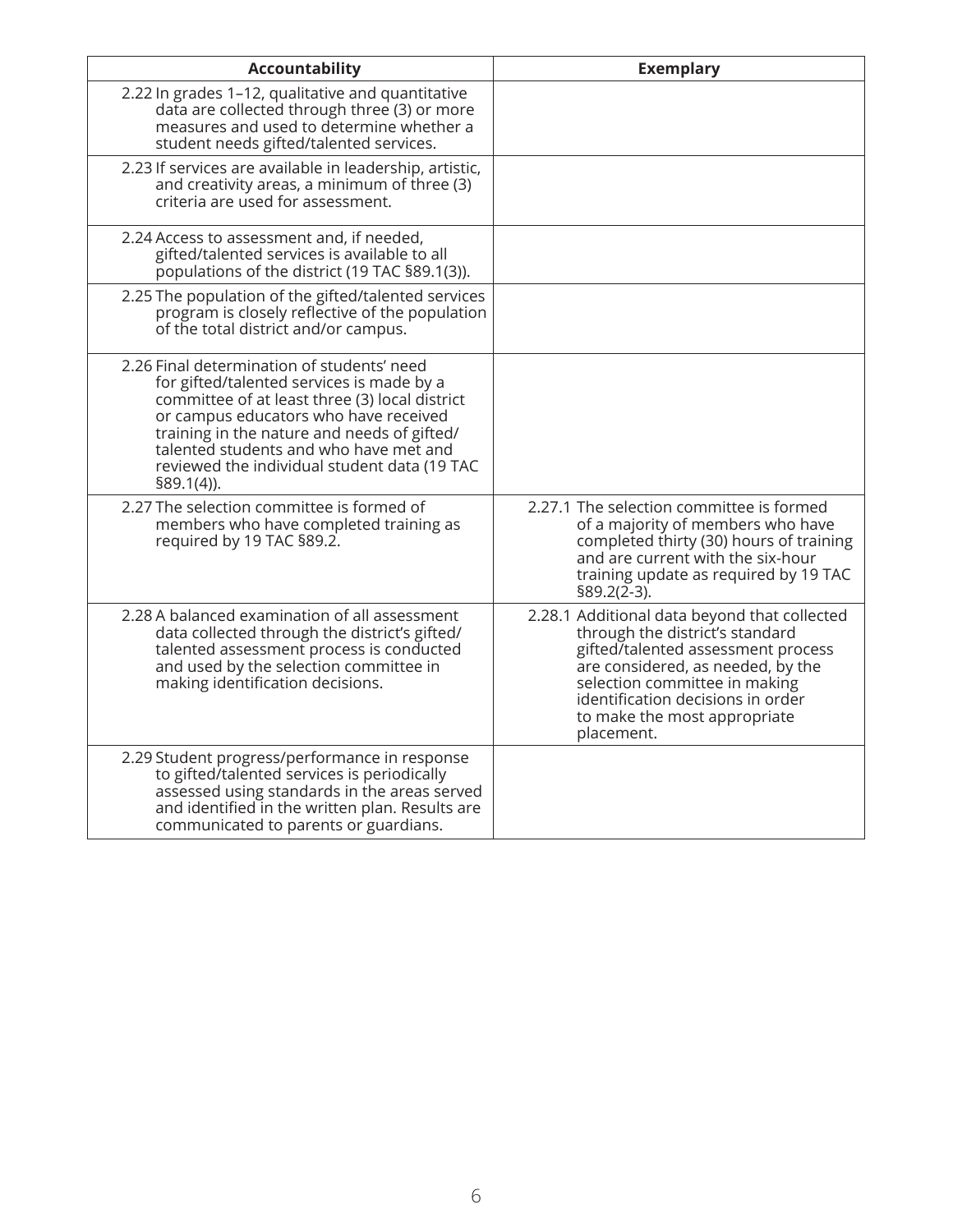| Accountability | Exemplary |
|---|---|
| 2.22 In grades 1–12, qualitative and quantitative data are collected through three (3) or more measures and used to determine whether a student needs gifted/talented services. | |
| 2.23 If services are available in leadership, artistic, and creativity areas, a minimum of three (3) criteria are used for assessment. | |
| 2.24 Access to assessment and, if needed, gifted/talented services is available to all populations of the district (19 TAC §89.1(3)). | |
| 2.25 The population of the gifted/talented services program is closely reflective of the population of the total district and/or campus. | |
| 2.26 Final determination of students' need for gifted/talented services is made by a committee of at least three (3) local district or campus educators who have received training in the nature and needs of gifted/talented students and who have met and reviewed the individual student data (19 TAC §89.1(4)). | |
| 2.27 The selection committee is formed of members who have completed training as required by 19 TAC §89.2. | 2.27.1 The selection committee is formed of a majority of members who have completed thirty (30) hours of training and are current with the six-hour training update as required by 19 TAC §89.2(2-3). |
| 2.28 A balanced examination of all assessment data collected through the district's gifted/talented assessment process is conducted and used by the selection committee in making identification decisions. | 2.28.1 Additional data beyond that collected through the district's standard gifted/talented assessment process are considered, as needed, by the selection committee in making identification decisions in order to make the most appropriate placement. |
| 2.29 Student progress/performance in response to gifted/talented services is periodically assessed using standards in the areas served and identified in the written plan. Results are communicated to parents or guardians. | |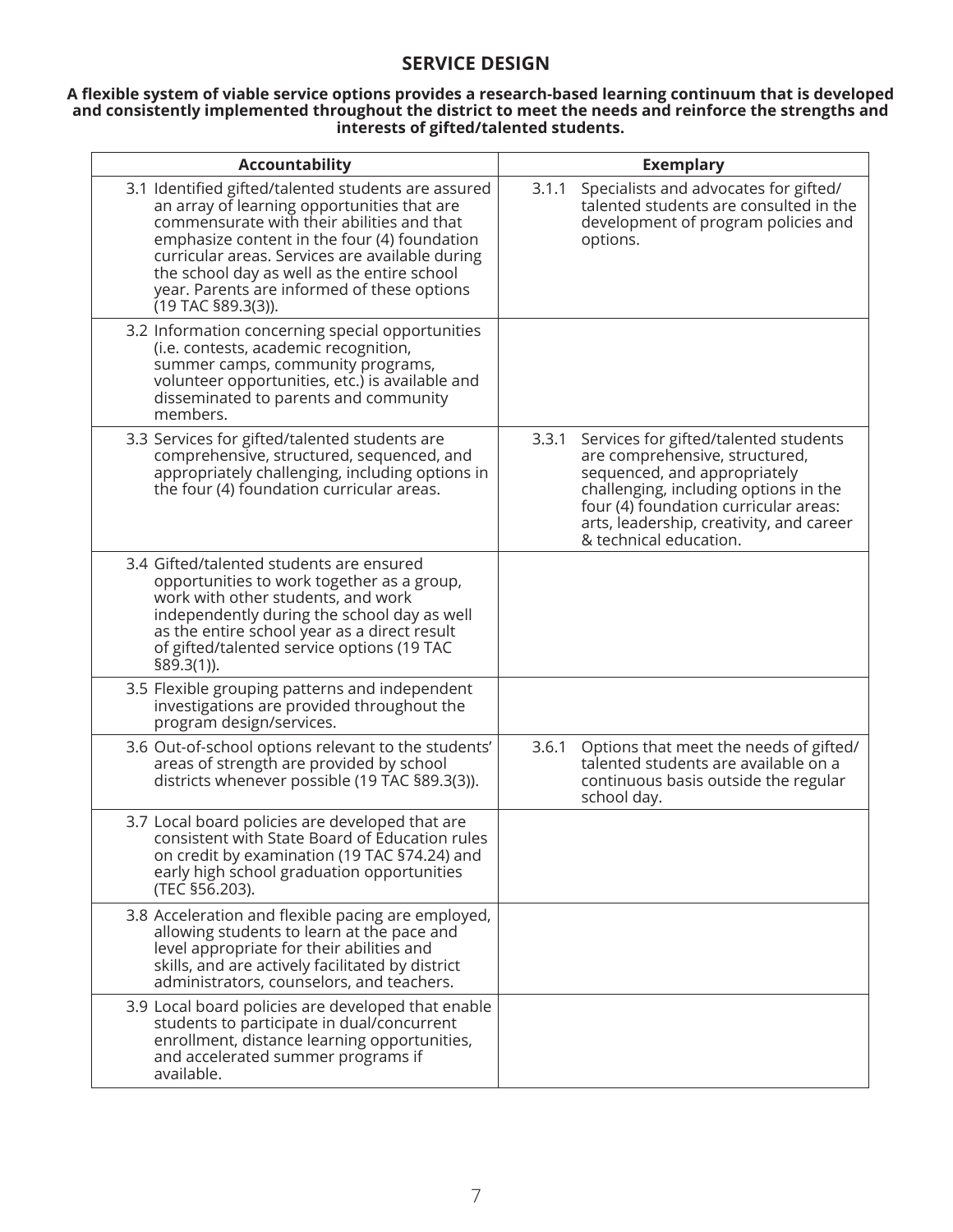## SERVICE DESIGN

**A flexible system of viable service options provides a research-based learning continuum that is developed and consistently implemented throughout the district to meet the needs and reinforce the strengths and interests of gifted/talented students.**

| Accountability | Exemplary |
|---|---|
| 3.1 Identified gifted/talented students are assured an array of learning opportunities that are commensurate with their abilities and that emphasize content in the four (4) foundation curricular areas. Services are available during the school day as well as the entire school year. Parents are informed of these options (19 TAC §89.3(3)). | 3.1.1 Specialists and advocates for gifted/talented students are consulted in the development of program policies and options. |
| 3.2 Information concerning special opportunities (i.e. contests, academic recognition, summer camps, community programs, volunteer opportunities, etc.) is available and disseminated to parents and community members. | |
| 3.3 Services for gifted/talented students are comprehensive, structured, sequenced, and appropriately challenging, including options in the four (4) foundation curricular areas. | 3.3.1 Services for gifted/talented students are comprehensive, structured, sequenced, and appropriately challenging, including options in the four (4) foundation curricular areas: arts, leadership, creativity, and career & technical education. |
| 3.4 Gifted/talented students are ensured opportunities to work together as a group, work with other students, and work independently during the school day as well as the entire school year as a direct result of gifted/talented service options (19 TAC §89.3(1)). | |
| 3.5 Flexible grouping patterns and independent investigations are provided throughout the program design/services. | |
| 3.6 Out-of-school options relevant to the students' areas of strength are provided by school districts whenever possible (19 TAC §89.3(3)). | 3.6.1 Options that meet the needs of gifted/talented students are available on a continuous basis outside the regular school day. |
| 3.7 Local board policies are developed that are consistent with State Board of Education rules on credit by examination (19 TAC §74.24) and early high school graduation opportunities (TEC §56.203). | |
| 3.8 Acceleration and flexible pacing are employed, allowing students to learn at the pace and level appropriate for their abilities and skills, and are actively facilitated by district administrators, counselors, and teachers. | |
| 3.9 Local board policies are developed that enable students to participate in dual/concurrent enrollment, distance learning opportunities, and accelerated summer programs if available. | |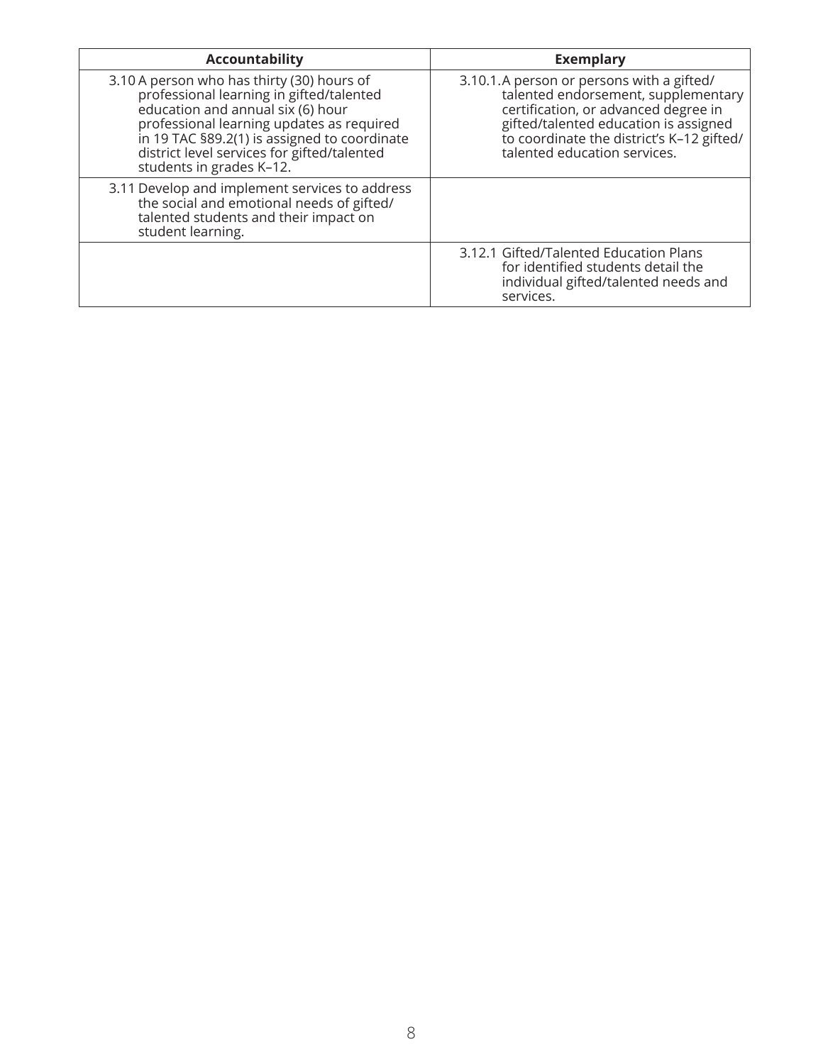| Accountability | Exemplary |
|---|---|
| 3.10 A person who has thirty (30) hours of professional learning in gifted/talented education and annual six (6) hour professional learning updates as required in 19 TAC §89.2(1) is assigned to coordinate district level services for gifted/talented students in grades K–12. | 3.10.1. A person or persons with a gifted/talented endorsement, supplementary certification, or advanced degree in gifted/talented education is assigned to coordinate the district's K–12 gifted/talented education services. |
| 3.11 Develop and implement services to address the social and emotional needs of gifted/talented students and their impact on student learning. | |
| | 3.12.1 Gifted/Talented Education Plans for identified students detail the individual gifted/talented needs and services. |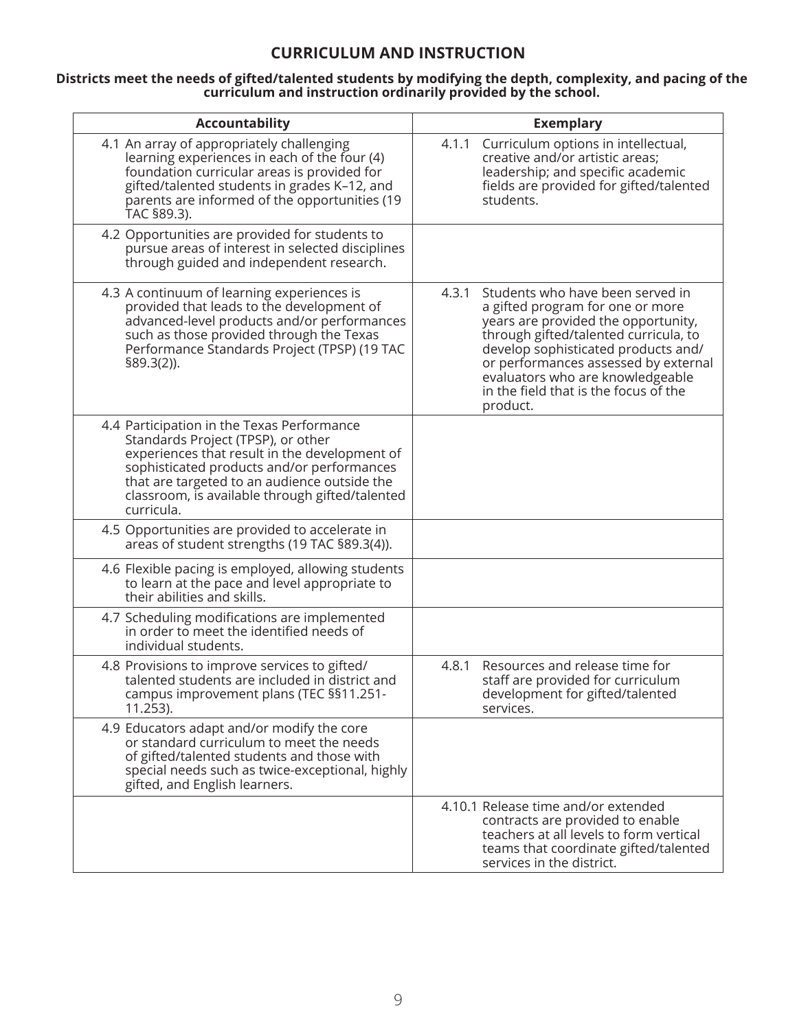## CURRICULUM AND INSTRUCTION

**Districts meet the needs of gifted/talented students by modifying the depth, complexity, and pacing of the curriculum and instruction ordinarily provided by the school.**

| Accountability | Exemplary |
| --- | --- |
| 4.1 An array of appropriately challenging learning experiences in each of the four (4) foundation curricular areas is provided for gifted/talented students in grades K–12, and parents are informed of the opportunities (19 TAC §89.3). | 4.1.1 Curriculum options in intellectual, creative and/or artistic areas; leadership; and specific academic fields are provided for gifted/talented students. |
| 4.2 Opportunities are provided for students to pursue areas of interest in selected disciplines through guided and independent research. | |
| 4.3 A continuum of learning experiences is provided that leads to the development of advanced-level products and/or performances such as those provided through the Texas Performance Standards Project (TPSP) (19 TAC §89.3(2)). | 4.3.1 Students who have been served in a gifted program for one or more years are provided the opportunity, through gifted/talented curricula, to develop sophisticated products and/or performances assessed by external evaluators who are knowledgeable in the field that is the focus of the product. |
| 4.4 Participation in the Texas Performance Standards Project (TPSP), or other experiences that result in the development of sophisticated products and/or performances that are targeted to an audience outside the classroom, is available through gifted/talented curricula. | |
| 4.5 Opportunities are provided to accelerate in areas of student strengths (19 TAC §89.3(4)). | |
| 4.6 Flexible pacing is employed, allowing students to learn at the pace and level appropriate to their abilities and skills. | |
| 4.7 Scheduling modifications are implemented in order to meet the identified needs of individual students. | |
| 4.8 Provisions to improve services to gifted/talented students are included in district and campus improvement plans (TEC §§11.251-11.253). | 4.8.1 Resources and release time for staff are provided for curriculum development for gifted/talented services. |
| 4.9 Educators adapt and/or modify the core or standard curriculum to meet the needs of gifted/talented students and those with special needs such as twice-exceptional, highly gifted, and English learners. | |
| | 4.10.1 Release time and/or extended contracts are provided to enable teachers at all levels to form vertical teams that coordinate gifted/talented services in the district. |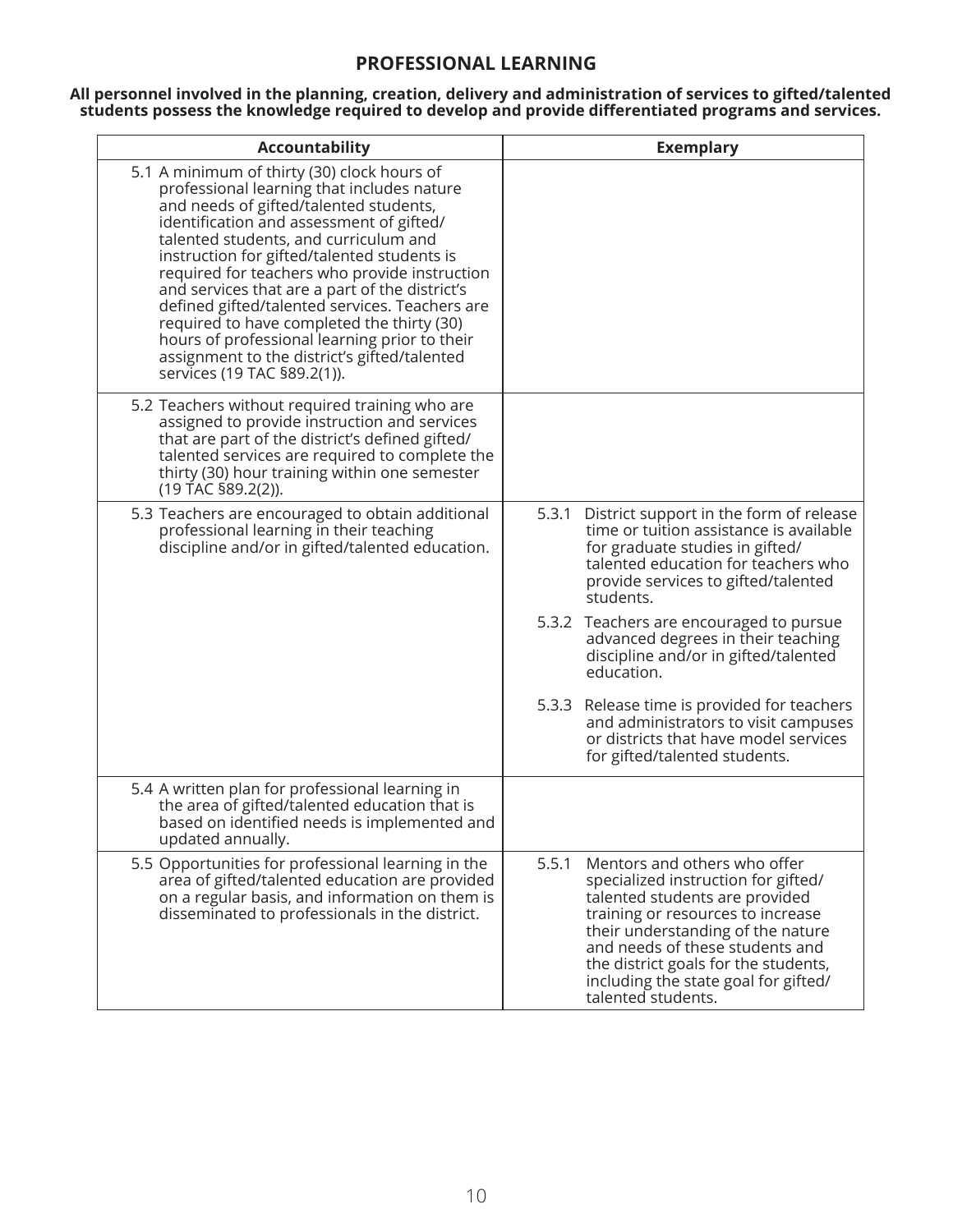## PROFESSIONAL LEARNING

**All personnel involved in the planning, creation, delivery and administration of services to gifted/talented students possess the knowledge required to develop and provide differentiated programs and services.**

| Accountability | Exemplary |
| --- | --- |
| 5.1 A minimum of thirty (30) clock hours of professional learning that includes nature and needs of gifted/talented students, identification and assessment of gifted/talented students, and curriculum and instruction for gifted/talented students is required for teachers who provide instruction and services that are a part of the district's defined gifted/talented services. Teachers are required to have completed the thirty (30) hours of professional learning prior to their assignment to the district's gifted/talented services (19 TAC §89.2(1)). | |
| 5.2 Teachers without required training who are assigned to provide instruction and services that are part of the district's defined gifted/talented services are required to complete the thirty (30) hour training within one semester (19 TAC §89.2(2)). | |
| 5.3 Teachers are encouraged to obtain additional professional learning in their teaching discipline and/or in gifted/talented education. | 5.3.1 District support in the form of release time or tuition assistance is available for graduate studies in gifted/talented education for teachers who provide services to gifted/talented students.<br><br>5.3.2 Teachers are encouraged to pursue advanced degrees in their teaching discipline and/or in gifted/talented education.<br><br>5.3.3 Release time is provided for teachers and administrators to visit campuses or districts that have model services for gifted/talented students. |
| 5.4 A written plan for professional learning in the area of gifted/talented education that is based on identified needs is implemented and updated annually. | |
| 5.5 Opportunities for professional learning in the area of gifted/talented education are provided on a regular basis, and information on them is disseminated to professionals in the district. | 5.5.1 Mentors and others who offer specialized instruction for gifted/talented students are provided training or resources to increase their understanding of the nature and needs of these students and the district goals for the students, including the state goal for gifted/talented students. |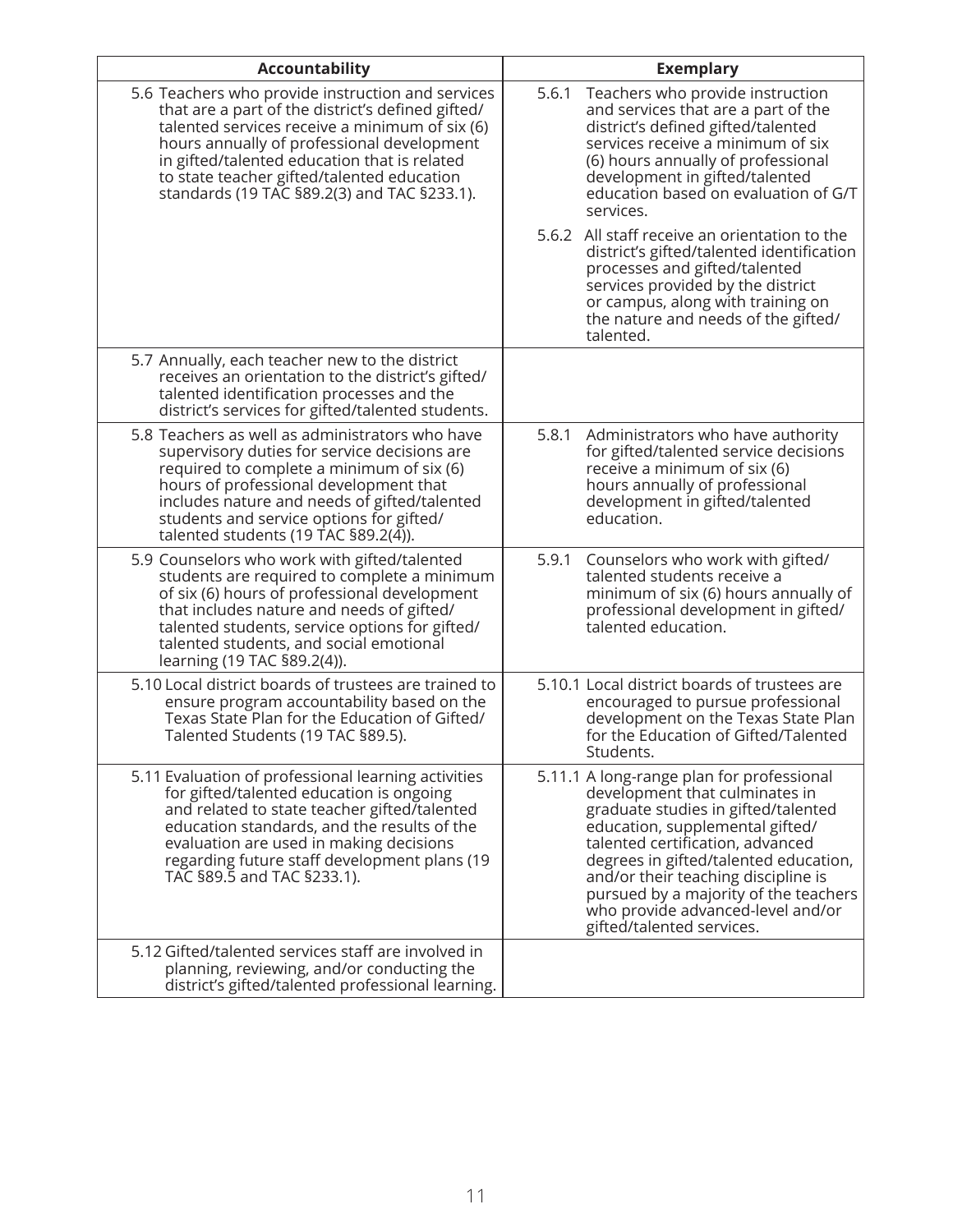| Accountability | Exemplary |
|---|---|
| 5.6 Teachers who provide instruction and services that are a part of the district's defined gifted/talented services receive a minimum of six (6) hours annually of professional development in gifted/talented education that is related to state teacher gifted/talented education standards (19 TAC §89.2(3) and TAC §233.1). | 5.6.1 Teachers who provide instruction and services that are a part of the district's defined gifted/talented services receive a minimum of six (6) hours annually of professional development in gifted/talented education based on evaluation of G/T services.<br><br>5.6.2 All staff receive an orientation to the district's gifted/talented identification processes and gifted/talented services provided by the district or campus, along with training on the nature and needs of the gifted/talented. |
| 5.7 Annually, each teacher new to the district receives an orientation to the district's gifted/talented identification processes and the district's services for gifted/talented students. | |
| 5.8 Teachers as well as administrators who have supervisory duties for service decisions are required to complete a minimum of six (6) hours of professional development that includes nature and needs of gifted/talented students and service options for gifted/talented students (19 TAC §89.2(4)). | 5.8.1 Administrators who have authority for gifted/talented service decisions receive a minimum of six (6) hours annually of professional development in gifted/talented education. |
| 5.9 Counselors who work with gifted/talented students are required to complete a minimum of six (6) hours of professional development that includes nature and needs of gifted/talented students, service options for gifted/talented students, and social emotional learning (19 TAC §89.2(4)). | 5.9.1 Counselors who work with gifted/talented students receive a minimum of six (6) hours annually of professional development in gifted/talented education. |
| 5.10 Local district boards of trustees are trained to ensure program accountability based on the Texas State Plan for the Education of Gifted/Talented Students (19 TAC §89.5). | 5.10.1 Local district boards of trustees are encouraged to pursue professional development on the Texas State Plan for the Education of Gifted/Talented Students. |
| 5.11 Evaluation of professional learning activities for gifted/talented education is ongoing and related to state teacher gifted/talented education standards, and the results of the evaluation are used in making decisions regarding future staff development plans (19 TAC §89.5 and TAC §233.1). | 5.11.1 A long-range plan for professional development that culminates in graduate studies in gifted/talented education, supplemental gifted/talented certification, advanced degrees in gifted/talented education, and/or their teaching discipline is pursued by a majority of the teachers who provide advanced-level and/or gifted/talented services. |
| 5.12 Gifted/talented services staff are involved in planning, reviewing, and/or conducting the district's gifted/talented professional learning. | |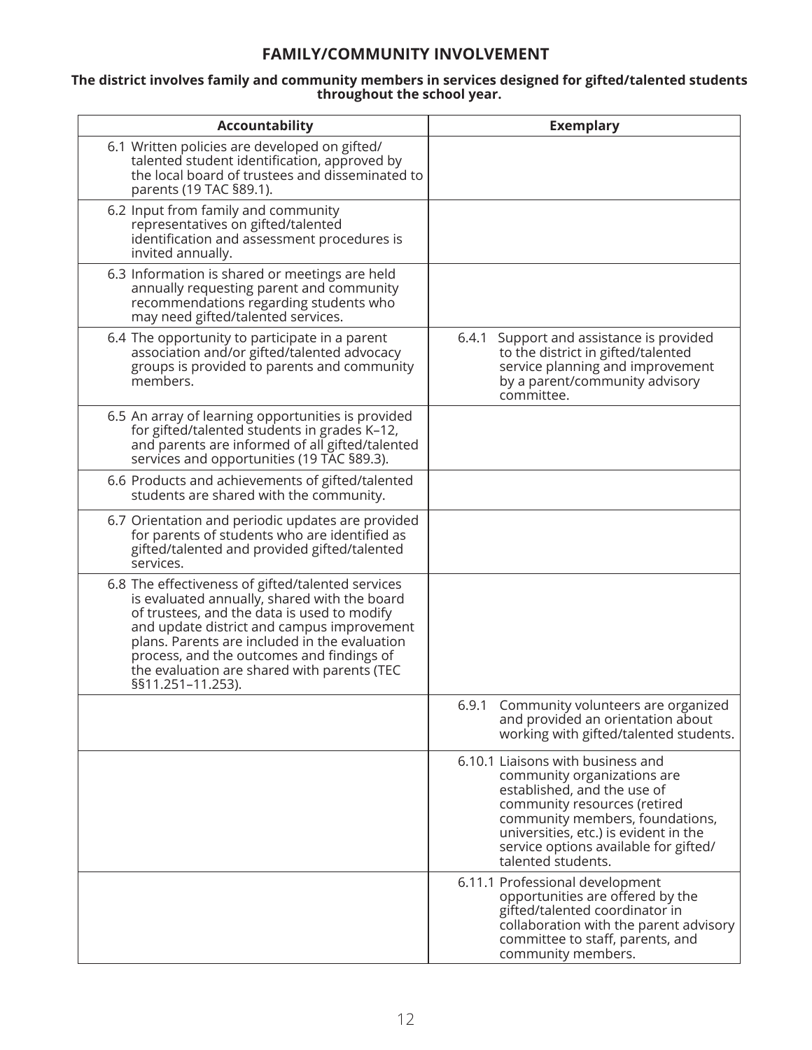## FAMILY/COMMUNITY INVOLVEMENT

**The district involves family and community members in services designed for gifted/talented students throughout the school year.**

| Accountability | Exemplary |
|---|---|
| 6.1 Written policies are developed on gifted/talented student identification, approved by the local board of trustees and disseminated to parents (19 TAC §89.1). | |
| 6.2 Input from family and community representatives on gifted/talented identification and assessment procedures is invited annually. | |
| 6.3 Information is shared or meetings are held annually requesting parent and community recommendations regarding students who may need gifted/talented services. | |
| 6.4 The opportunity to participate in a parent association and/or gifted/talented advocacy groups is provided to parents and community members. | 6.4.1 Support and assistance is provided to the district in gifted/talented service planning and improvement by a parent/community advisory committee. |
| 6.5 An array of learning opportunities is provided for gifted/talented students in grades K–12, and parents are informed of all gifted/talented services and opportunities (19 TAC §89.3). | |
| 6.6 Products and achievements of gifted/talented students are shared with the community. | |
| 6.7 Orientation and periodic updates are provided for parents of students who are identified as gifted/talented and provided gifted/talented services. | |
| 6.8 The effectiveness of gifted/talented services is evaluated annually, shared with the board of trustees, and the data is used to modify and update district and campus improvement plans. Parents are included in the evaluation process, and the outcomes and findings of the evaluation are shared with parents (TEC §§11.251–11.253). | |
| | 6.9.1 Community volunteers are organized and provided an orientation about working with gifted/talented students. |
| | 6.10.1 Liaisons with business and community organizations are established, and the use of community resources (retired community members, foundations, universities, etc.) is evident in the service options available for gifted/talented students. |
| | 6.11.1 Professional development opportunities are offered by the gifted/talented coordinator in collaboration with the parent advisory committee to staff, parents, and community members. |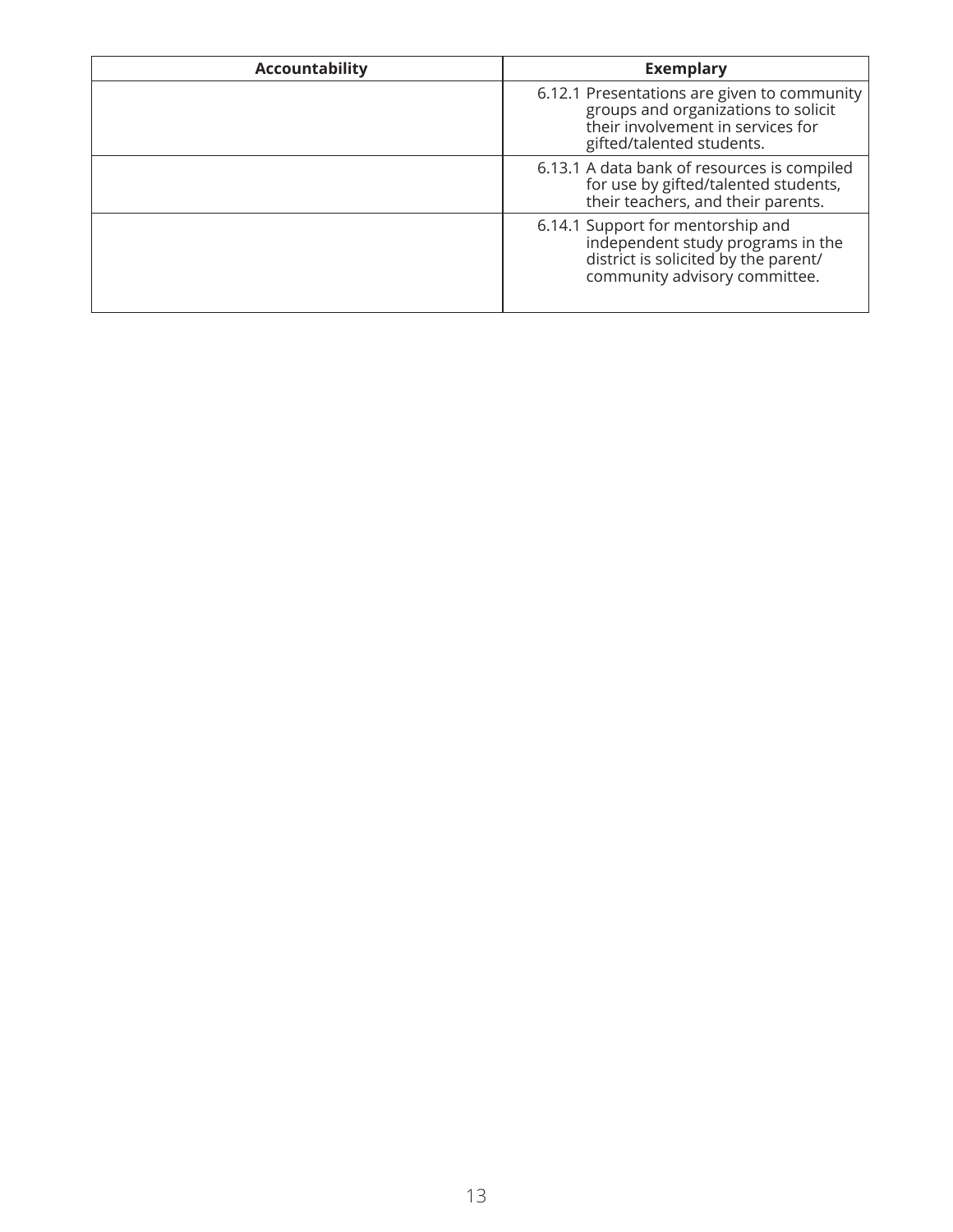| Accountability | Exemplary |
| --- | --- |
| | 6.12.1 Presentations are given to community groups and organizations to solicit their involvement in services for gifted/talented students. |
| | 6.13.1 A data bank of resources is compiled for use by gifted/talented students, their teachers, and their parents. |
| | 6.14.1 Support for mentorship and independent study programs in the district is solicited by the parent/community advisory committee. |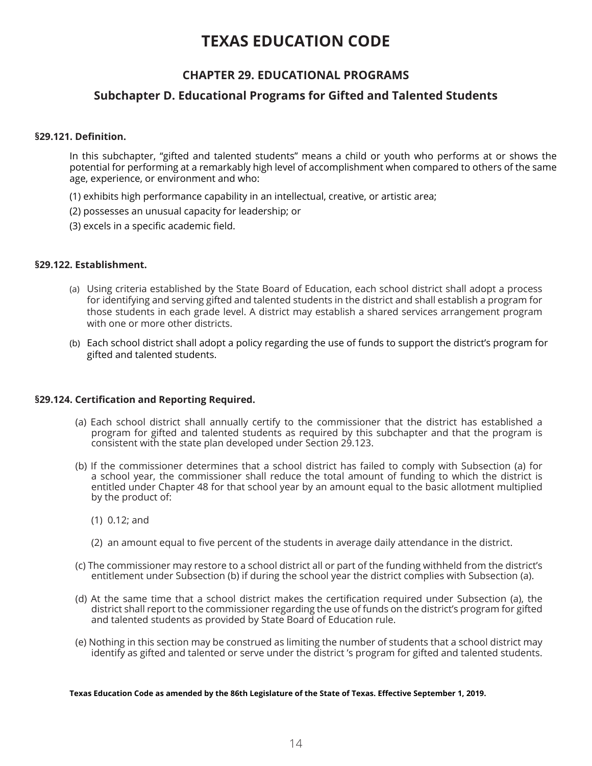# TEXAS EDUCATION CODE

## CHAPTER 29. EDUCATIONAL PROGRAMS

## Subchapter D. Educational Programs for Gifted and Talented Students

### §29.121. Definition.

In this subchapter, "gifted and talented students" means a child or youth who performs at or shows the potential for performing at a remarkably high level of accomplishment when compared to others of the same age, experience, or environment and who:

(1) exhibits high performance capability in an intellectual, creative, or artistic area;

(2) possesses an unusual capacity for leadership; or

(3) excels in a specific academic field.

### §29.122. Establishment.

(a) Using criteria established by the State Board of Education, each school district shall adopt a process for identifying and serving gifted and talented students in the district and shall establish a program for those students in each grade level. A district may establish a shared services arrangement program with one or more other districts.

(b) Each school district shall adopt a policy regarding the use of funds to support the district's program for gifted and talented students.

### §29.124. Certification and Reporting Required.

(a) Each school district shall annually certify to the commissioner that the district has established a program for gifted and talented students as required by this subchapter and that the program is consistent with the state plan developed under Section 29.123.

(b) If the commissioner determines that a school district has failed to comply with Subsection (a) for a school year, the commissioner shall reduce the total amount of funding to which the district is entitled under Chapter 48 for that school year by an amount equal to the basic allotment multiplied by the product of:

(1) 0.12; and

(2) an amount equal to five percent of the students in average daily attendance in the district.

(c) The commissioner may restore to a school district all or part of the funding withheld from the district's entitlement under Subsection (b) if during the school year the district complies with Subsection (a).

(d) At the same time that a school district makes the certification required under Subsection (a), the district shall report to the commissioner regarding the use of funds on the district's program for gifted and talented students as provided by State Board of Education rule.

(e) Nothing in this section may be construed as limiting the number of students that a school district may identify as gifted and talented or serve under the district 's program for gifted and talented students.

**Texas Education Code as amended by the 86th Legislature of the State of Texas. Effective September 1, 2019.**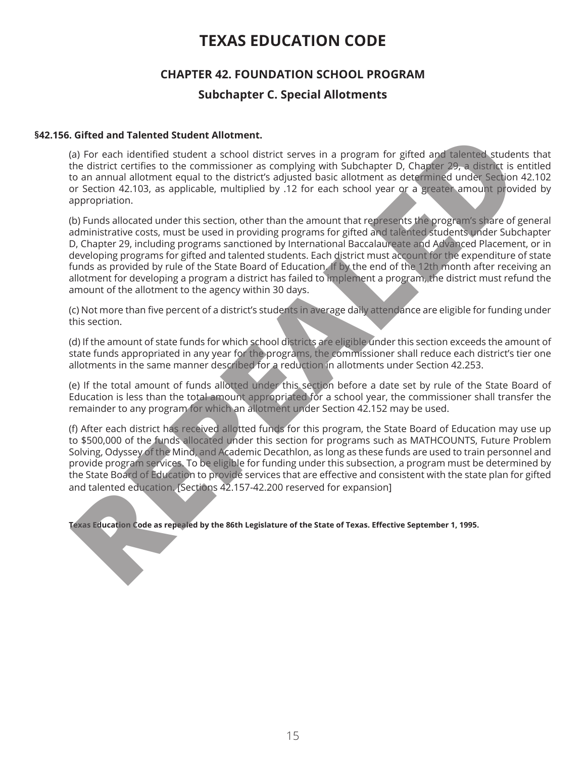# TEXAS EDUCATION CODE

## CHAPTER 42. FOUNDATION SCHOOL PROGRAM

### Subchapter C. Special Allotments

**§42.156. Gifted and Talented Student Allotment.**

(a) For each identified student a school district serves in a program for gifted and talented students that the district certifies to the commissioner as complying with Subchapter D, Chapter 29, a district is entitled to an annual allotment equal to the district's adjusted basic allotment as determined under Section 42.102 or Section 42.103, as applicable, multiplied by .12 for each school year or a greater amount provided by appropriation.

(b) Funds allocated under this section, other than the amount that represents the program's share of general administrative costs, must be used in providing programs for gifted and talented students under Subchapter D, Chapter 29, including programs sanctioned by International Baccalaureate and Advanced Placement, or in developing programs for gifted and talented students. Each district must account for the expenditure of state funds as provided by rule of the State Board of Education. If by the end of the 12th month after receiving an allotment for developing a program a district has failed to implement a program, the district must refund the amount of the allotment to the agency within 30 days.

(c) Not more than five percent of a district's students in average daily attendance are eligible for funding under this section.

(d) If the amount of state funds for which school districts are eligible under this section exceeds the amount of state funds appropriated in any year for the programs, the commissioner shall reduce each district's tier one allotments in the same manner described for a reduction in allotments under Section 42.253.

(e) If the total amount of funds allotted under this section before a date set by rule of the State Board of Education is less than the total amount appropriated for a school year, the commissioner shall transfer the remainder to any program for which an allotment under Section 42.152 may be used.

(f) After each district has received allotted funds for this program, the State Board of Education may use up to $500,000 of the funds allocated under this section for programs such as MATHCOUNTS, Future Problem Solving, Odyssey of the Mind, and Academic Decathlon, as long as these funds are used to train personnel and provide program services. To be eligible for funding under this subsection, a program must be determined by the State Board of Education to provide services that are effective and consistent with the state plan for gifted and talented education. [Sections 42.157-42.200 reserved for expansion]

**Texas Education Code as repealed by the 86th Legislature of the State of Texas. Effective September 1, 1995.**

REPEALED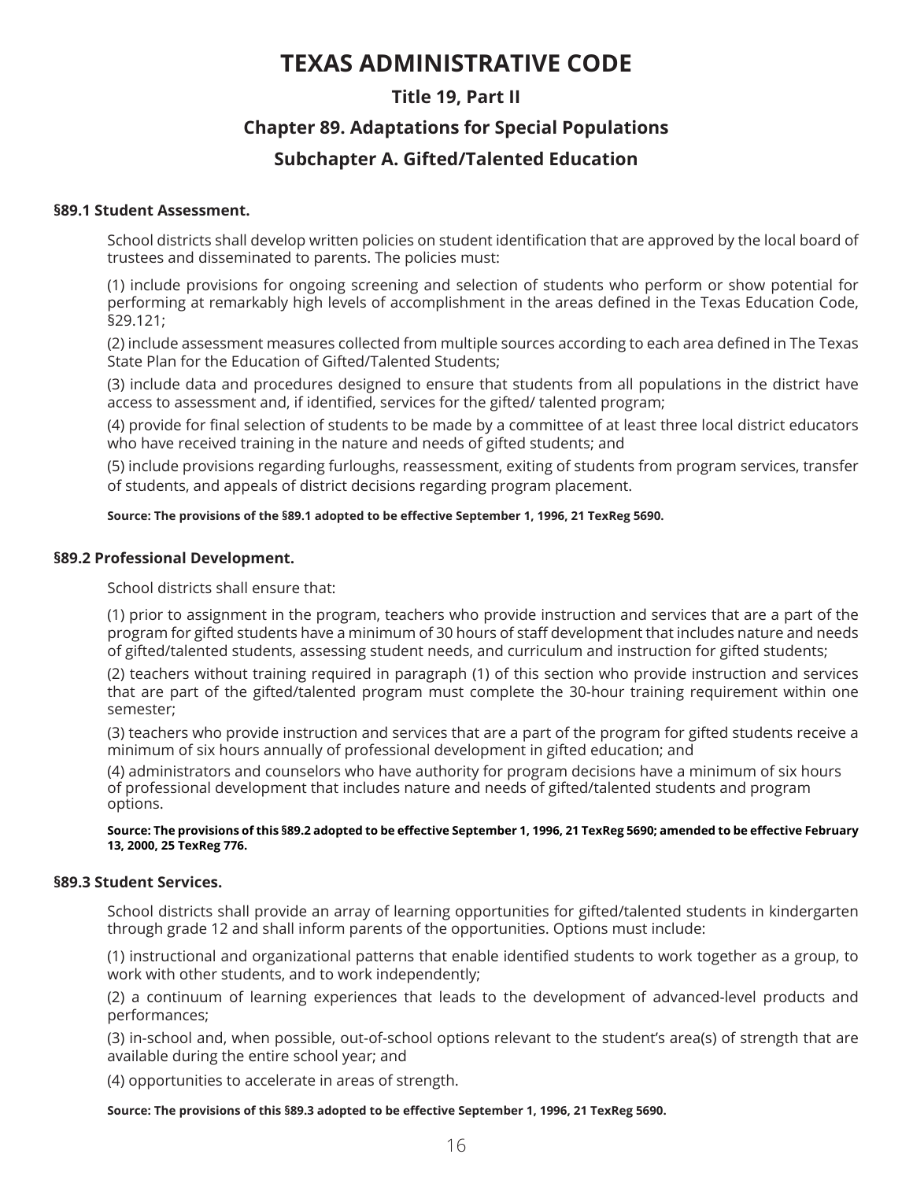# TEXAS ADMINISTRATIVE CODE

## Title 19, Part II

## Chapter 89. Adaptations for Special Populations

## Subchapter A. Gifted/Talented Education

### §89.1 Student Assessment.

School districts shall develop written policies on student identification that are approved by the local board of trustees and disseminated to parents. The policies must:

(1) include provisions for ongoing screening and selection of students who perform or show potential for performing at remarkably high levels of accomplishment in the areas defined in the Texas Education Code, §29.121;

(2) include assessment measures collected from multiple sources according to each area defined in The Texas State Plan for the Education of Gifted/Talented Students;

(3) include data and procedures designed to ensure that students from all populations in the district have access to assessment and, if identified, services for the gifted/ talented program;

(4) provide for final selection of students to be made by a committee of at least three local district educators who have received training in the nature and needs of gifted students; and

(5) include provisions regarding furloughs, reassessment, exiting of students from program services, transfer of students, and appeals of district decisions regarding program placement.

**Source: The provisions of the §89.1 adopted to be effective September 1, 1996, 21 TexReg 5690.**

### §89.2 Professional Development.

School districts shall ensure that:

(1) prior to assignment in the program, teachers who provide instruction and services that are a part of the program for gifted students have a minimum of 30 hours of staff development that includes nature and needs of gifted/talented students, assessing student needs, and curriculum and instruction for gifted students;

(2) teachers without training required in paragraph (1) of this section who provide instruction and services that are part of the gifted/talented program must complete the 30-hour training requirement within one semester;

(3) teachers who provide instruction and services that are a part of the program for gifted students receive a minimum of six hours annually of professional development in gifted education; and

(4) administrators and counselors who have authority for program decisions have a minimum of six hours of professional development that includes nature and needs of gifted/talented students and program options.

**Source: The provisions of this §89.2 adopted to be effective September 1, 1996, 21 TexReg 5690; amended to be effective February 13, 2000, 25 TexReg 776.**

### §89.3 Student Services.

School districts shall provide an array of learning opportunities for gifted/talented students in kindergarten through grade 12 and shall inform parents of the opportunities. Options must include:

(1) instructional and organizational patterns that enable identified students to work together as a group, to work with other students, and to work independently;

(2) a continuum of learning experiences that leads to the development of advanced-level products and performances;

(3) in-school and, when possible, out-of-school options relevant to the student's area(s) of strength that are available during the entire school year; and

(4) opportunities to accelerate in areas of strength.

**Source: The provisions of this §89.3 adopted to be effective September 1, 1996, 21 TexReg 5690.**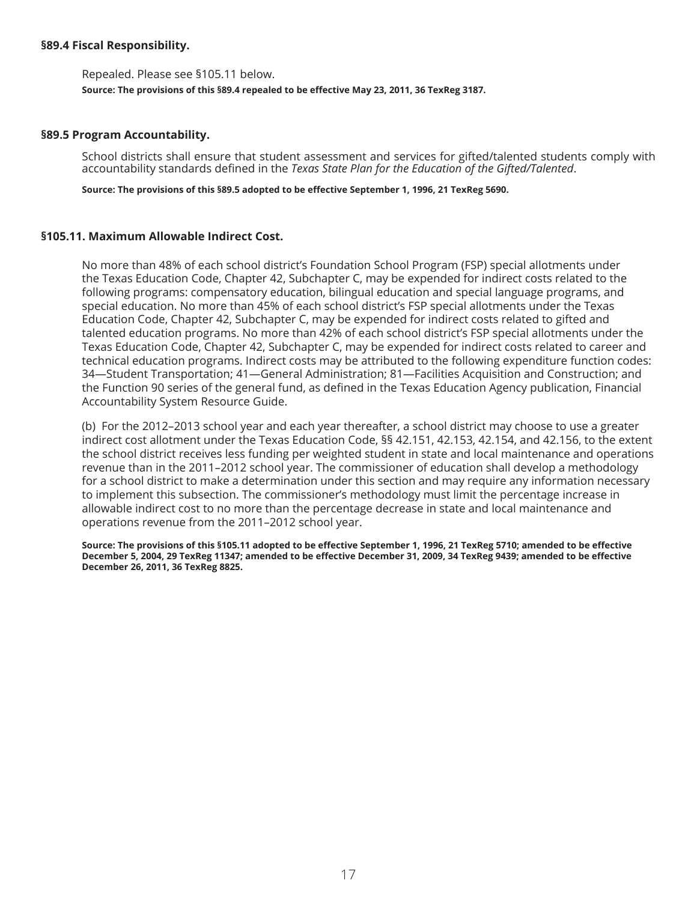### §89.4 Fiscal Responsibility.

Repealed. Please see §105.11 below.

**Source: The provisions of this §89.4 repealed to be effective May 23, 2011, 36 TexReg 3187.**

### §89.5 Program Accountability.

School districts shall ensure that student assessment and services for gifted/talented students comply with accountability standards defined in the *Texas State Plan for the Education of the Gifted/Talented*.

**Source: The provisions of this §89.5 adopted to be effective September 1, 1996, 21 TexReg 5690.**

### §105.11. Maximum Allowable Indirect Cost.

No more than 48% of each school district's Foundation School Program (FSP) special allotments under the Texas Education Code, Chapter 42, Subchapter C, may be expended for indirect costs related to the following programs: compensatory education, bilingual education and special language programs, and special education. No more than 45% of each school district's FSP special allotments under the Texas Education Code, Chapter 42, Subchapter C, may be expended for indirect costs related to gifted and talented education programs. No more than 42% of each school district's FSP special allotments under the Texas Education Code, Chapter 42, Subchapter C, may be expended for indirect costs related to career and technical education programs. Indirect costs may be attributed to the following expenditure function codes: 34—Student Transportation; 41—General Administration; 81—Facilities Acquisition and Construction; and the Function 90 series of the general fund, as defined in the Texas Education Agency publication, Financial Accountability System Resource Guide.

(b) For the 2012–2013 school year and each year thereafter, a school district may choose to use a greater indirect cost allotment under the Texas Education Code, §§ 42.151, 42.153, 42.154, and 42.156, to the extent the school district receives less funding per weighted student in state and local maintenance and operations revenue than in the 2011–2012 school year. The commissioner of education shall develop a methodology for a school district to make a determination under this section and may require any information necessary to implement this subsection. The commissioner's methodology must limit the percentage increase in allowable indirect cost to no more than the percentage decrease in state and local maintenance and operations revenue from the 2011–2012 school year.

**Source: The provisions of this §105.11 adopted to be effective September 1, 1996, 21 TexReg 5710; amended to be effective December 5, 2004, 29 TexReg 11347; amended to be effective December 31, 2009, 34 TexReg 9439; amended to be effective December 26, 2011, 36 TexReg 8825.**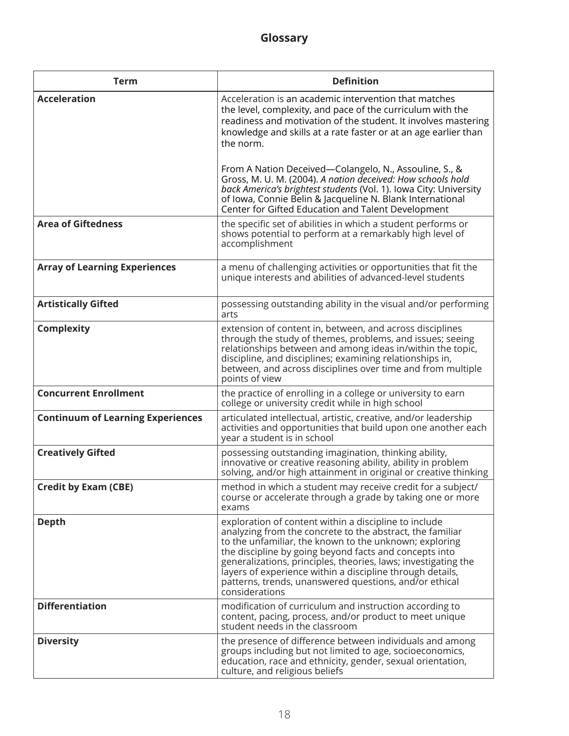## Glossary

| Term | Definition |
|---|---|
| **Acceleration** | Acceleration is an academic intervention that matches the level, complexity, and pace of the curriculum with the readiness and motivation of the student. It involves mastering knowledge and skills at a rate faster or at an age earlier than the norm.<br><br>From A Nation Deceived—Colangelo, N., Assouline, S., & Gross, M. U. M. (2004). *A nation deceived: How schools hold back America's brightest students* (Vol. 1). Iowa City: University of Iowa, Connie Belin & Jacqueline N. Blank International Center for Gifted Education and Talent Development |
| **Area of Giftedness** | the specific set of abilities in which a student performs or shows potential to perform at a remarkably high level of accomplishment |
| **Array of Learning Experiences** | a menu of challenging activities or opportunities that fit the unique interests and abilities of advanced-level students |
| **Artistically Gifted** | possessing outstanding ability in the visual and/or performing arts |
| **Complexity** | extension of content in, between, and across disciplines through the study of themes, problems, and issues; seeing relationships between and among ideas in/within the topic, discipline, and disciplines; examining relationships in, between, and across disciplines over time and from multiple points of view |
| **Concurrent Enrollment** | the practice of enrolling in a college or university to earn college or university credit while in high school |
| **Continuum of Learning Experiences** | articulated intellectual, artistic, creative, and/or leadership activities and opportunities that build upon one another each year a student is in school |
| **Creatively Gifted** | possessing outstanding imagination, thinking ability, innovative or creative reasoning ability, ability in problem solving, and/or high attainment in original or creative thinking |
| **Credit by Exam (CBE)** | method in which a student may receive credit for a subject/course or accelerate through a grade by taking one or more exams |
| **Depth** | exploration of content within a discipline to include analyzing from the concrete to the abstract, the familiar to the unfamiliar, the known to the unknown; exploring the discipline by going beyond facts and concepts into generalizations, principles, theories, laws; investigating the layers of experience within a discipline through details, patterns, trends, unanswered questions, and/or ethical considerations |
| **Differentiation** | modification of curriculum and instruction according to content, pacing, process, and/or product to meet unique student needs in the classroom |
| **Diversity** | the presence of difference between individuals and among groups including but not limited to age, socioeconomics, education, race and ethnicity, gender, sexual orientation, culture, and religious beliefs |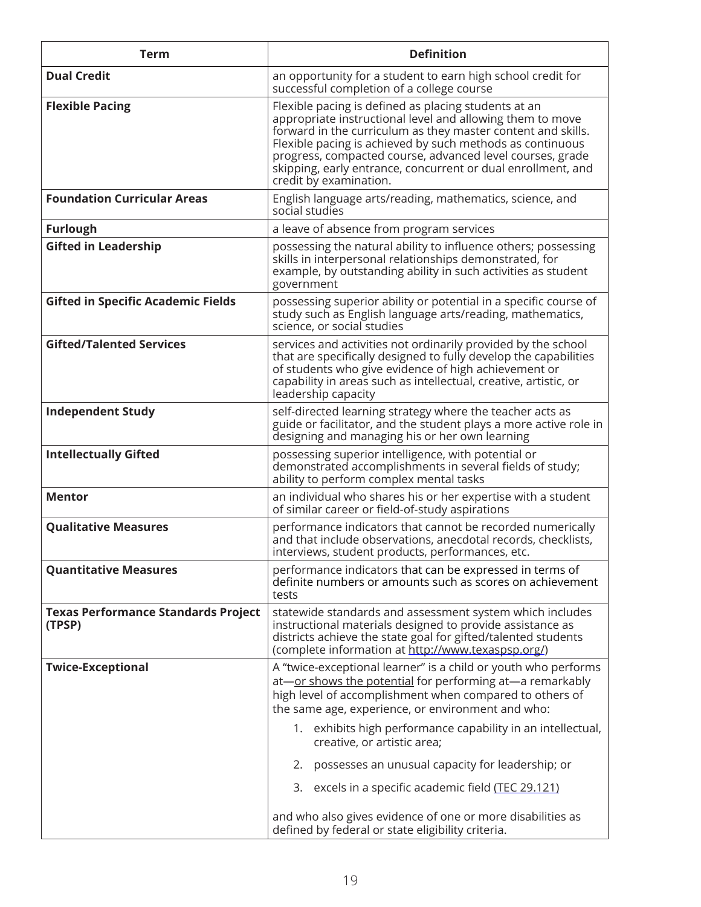| Term | Definition |
|---|---|
| **Dual Credit** | an opportunity for a student to earn high school credit for successful completion of a college course |
| **Flexible Pacing** | Flexible pacing is defined as placing students at an appropriate instructional level and allowing them to move forward in the curriculum as they master content and skills. Flexible pacing is achieved by such methods as continuous progress, compacted course, advanced level courses, grade skipping, early entrance, concurrent or dual enrollment, and credit by examination. |
| **Foundation Curricular Areas** | English language arts/reading, mathematics, science, and social studies |
| **Furlough** | a leave of absence from program services |
| **Gifted in Leadership** | possessing the natural ability to influence others; possessing skills in interpersonal relationships demonstrated, for example, by outstanding ability in such activities as student government |
| **Gifted in Specific Academic Fields** | possessing superior ability or potential in a specific course of study such as English language arts/reading, mathematics, science, or social studies |
| **Gifted/Talented Services** | services and activities not ordinarily provided by the school that are specifically designed to fully develop the capabilities of students who give evidence of high achievement or capability in areas such as intellectual, creative, artistic, or leadership capacity |
| **Independent Study** | self-directed learning strategy where the teacher acts as guide or facilitator, and the student plays a more active role in designing and managing his or her own learning |
| **Intellectually Gifted** | possessing superior intelligence, with potential or demonstrated accomplishments in several fields of study; ability to perform complex mental tasks |
| **Mentor** | an individual who shares his or her expertise with a student of similar career or field-of-study aspirations |
| **Qualitative Measures** | performance indicators that cannot be recorded numerically and that include observations, anecdotal records, checklists, interviews, student products, performances, etc. |
| **Quantitative Measures** | performance indicators that can be expressed in terms of definite numbers or amounts such as scores on achievement tests |
| **Texas Performance Standards Project (TPSP)** | statewide standards and assessment system which includes instructional materials designed to provide assistance as districts achieve the state goal for gifted/talented students (complete information at http://www.texaspsp.org/) |
| **Twice-Exceptional** | A "twice-exceptional learner" is a child or youth who performs at—or shows the potential for performing at—a remarkably high level of accomplishment when compared to others of the same age, experience, or environment and who: 1. exhibits high performance capability in an intellectual, creative, or artistic area; 2. possesses an unusual capacity for leadership; or 3. excels in a specific academic field (TEC 29.121) and who also gives evidence of one or more disabilities as defined by federal or state eligibility criteria. |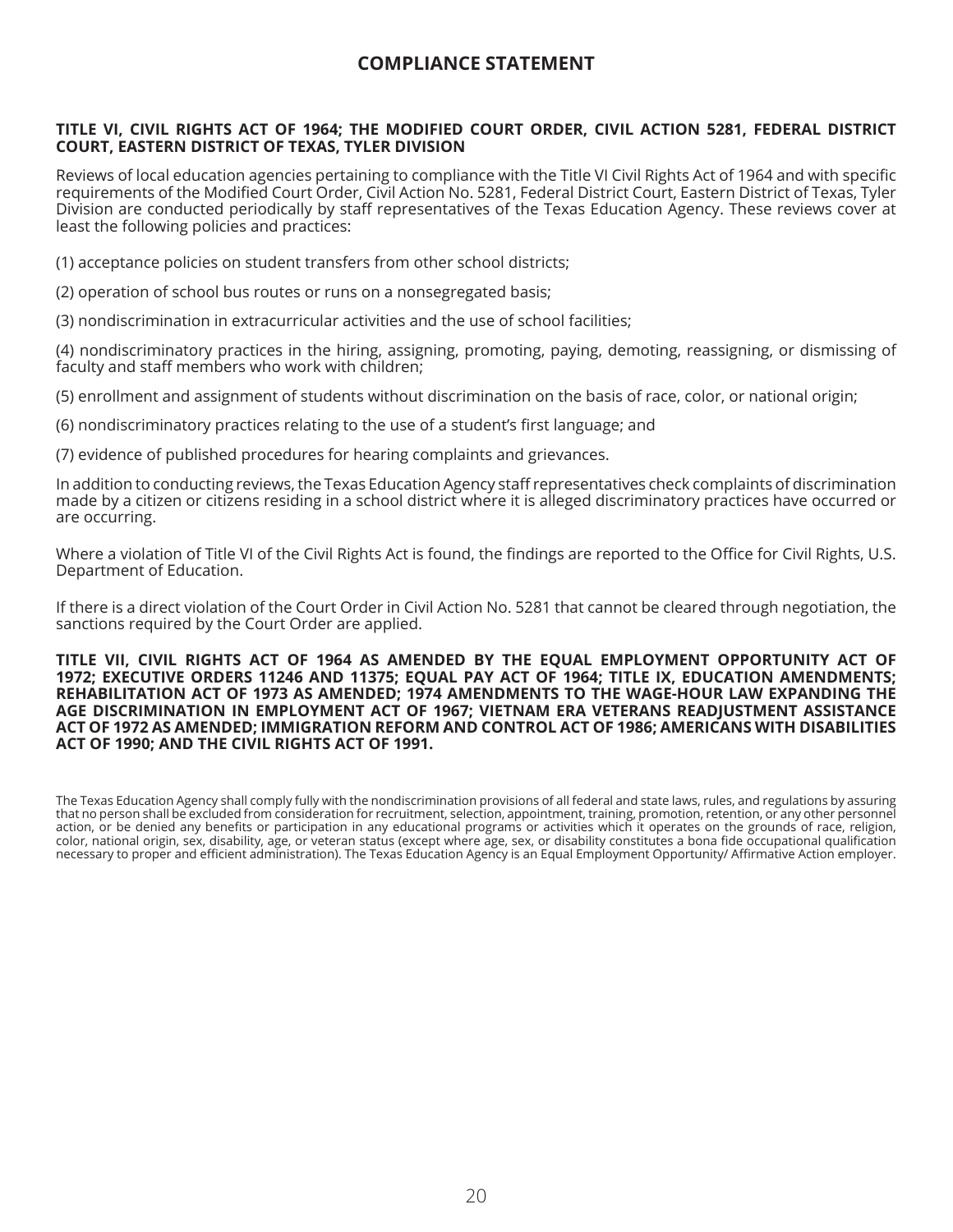## COMPLIANCE STATEMENT

**TITLE VI, CIVIL RIGHTS ACT OF 1964; THE MODIFIED COURT ORDER, CIVIL ACTION 5281, FEDERAL DISTRICT COURT, EASTERN DISTRICT OF TEXAS, TYLER DIVISION**

Reviews of local education agencies pertaining to compliance with the Title VI Civil Rights Act of 1964 and with specific requirements of the Modified Court Order, Civil Action No. 5281, Federal District Court, Eastern District of Texas, Tyler Division are conducted periodically by staff representatives of the Texas Education Agency. These reviews cover at least the following policies and practices:

(1) acceptance policies on student transfers from other school districts;

(2) operation of school bus routes or runs on a nonsegregated basis;

(3) nondiscrimination in extracurricular activities and the use of school facilities;

(4) nondiscriminatory practices in the hiring, assigning, promoting, paying, demoting, reassigning, or dismissing of faculty and staff members who work with children;

(5) enrollment and assignment of students without discrimination on the basis of race, color, or national origin;

(6) nondiscriminatory practices relating to the use of a student's first language; and

(7) evidence of published procedures for hearing complaints and grievances.

In addition to conducting reviews, the Texas Education Agency staff representatives check complaints of discrimination made by a citizen or citizens residing in a school district where it is alleged discriminatory practices have occurred or are occurring.

Where a violation of Title VI of the Civil Rights Act is found, the findings are reported to the Office for Civil Rights, U.S. Department of Education.

If there is a direct violation of the Court Order in Civil Action No. 5281 that cannot be cleared through negotiation, the sanctions required by the Court Order are applied.

**TITLE VII, CIVIL RIGHTS ACT OF 1964 AS AMENDED BY THE EQUAL EMPLOYMENT OPPORTUNITY ACT OF 1972; EXECUTIVE ORDERS 11246 AND 11375; EQUAL PAY ACT OF 1964; TITLE IX, EDUCATION AMENDMENTS; REHABILITATION ACT OF 1973 AS AMENDED; 1974 AMENDMENTS TO THE WAGE-HOUR LAW EXPANDING THE AGE DISCRIMINATION IN EMPLOYMENT ACT OF 1967; VIETNAM ERA VETERANS READJUSTMENT ASSISTANCE ACT OF 1972 AS AMENDED; IMMIGRATION REFORM AND CONTROL ACT OF 1986; AMERICANS WITH DISABILITIES ACT OF 1990; AND THE CIVIL RIGHTS ACT OF 1991.**

The Texas Education Agency shall comply fully with the nondiscrimination provisions of all federal and state laws, rules, and regulations by assuring that no person shall be excluded from consideration for recruitment, selection, appointment, training, promotion, retention, or any other personnel action, or be denied any benefits or participation in any educational programs or activities which it operates on the grounds of race, religion, color, national origin, sex, disability, age, or veteran status (except where age, sex, or disability constitutes a bona fide occupational qualification necessary to proper and efficient administration). The Texas Education Agency is an Equal Employment Opportunity/ Affirmative Action employer.